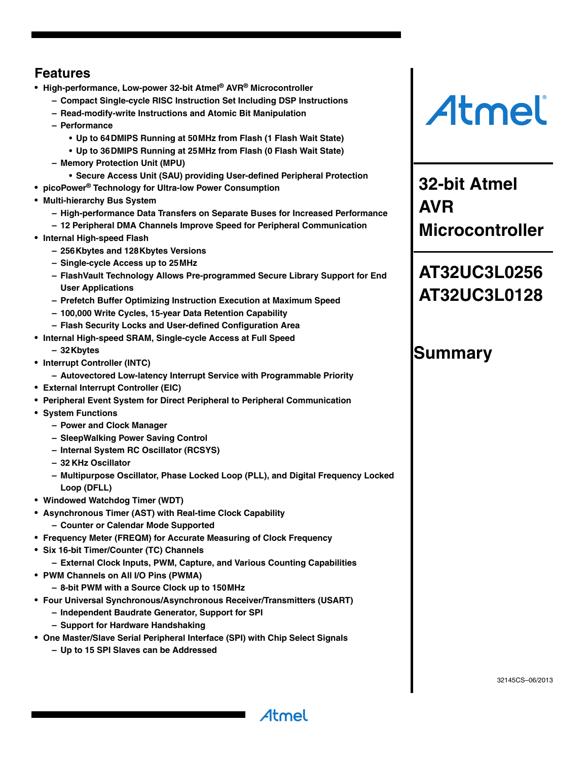# 32-bit Atmel AVR Microcontroller

# AT32UC3L0256 AT32UC3L0128

# Summary

## Features

- **High-performance, Low-power 32-bit Atmel® AVR® Microcontroller**
  - **Compact Single-cycle RISC Instruction Set Including DSP Instructions**
  - **Read-modify-write Instructions and Atomic Bit Manipulation**
  - **Performance**
    - **Up to 64 DMIPS Running at 50 MHz from Flash (1 Flash Wait State)**
    - **Up to 36 DMIPS Running at 25 MHz from Flash (0 Flash Wait State)**
  - **Memory Protection Unit (MPU)**
    - **Secure Access Unit (SAU) providing User-defined Peripheral Protection**
- **picoPower® Technology for Ultra-low Power Consumption**
- **Multi-hierarchy Bus System**
  - **High-performance Data Transfers on Separate Buses for Increased Performance**
  - **12 Peripheral DMA Channels Improve Speed for Peripheral Communication**
- **Internal High-speed Flash**
  - **256 Kbytes and 128 Kbytes Versions**
  - **Single-cycle Access up to 25 MHz**
  - **FlashVault Technology Allows Pre-programmed Secure Library Support for End User Applications**
  - **Prefetch Buffer Optimizing Instruction Execution at Maximum Speed**
  - **100,000 Write Cycles, 15-year Data Retention Capability**
  - **Flash Security Locks and User-defined Configuration Area**
- **Internal High-speed SRAM, Single-cycle Access at Full Speed**
  - **32 Kbytes**
- **Interrupt Controller (INTC)**
  - **Autovectored Low-latency Interrupt Service with Programmable Priority**
- **External Interrupt Controller (EIC)**
- **Peripheral Event System for Direct Peripheral to Peripheral Communication**
- **System Functions**
  - **Power and Clock Manager**
  - **SleepWalking Power Saving Control**
  - **Internal System RC Oscillator (RCSYS)**
  - **32 KHz Oscillator**
  - **Multipurpose Oscillator, Phase Locked Loop (PLL), and Digital Frequency Locked Loop (DFLL)**
- **Windowed Watchdog Timer (WDT)**
- **Asynchronous Timer (AST) with Real-time Clock Capability**
  - **Counter or Calendar Mode Supported**
- **Frequency Meter (FREQM) for Accurate Measuring of Clock Frequency**
- **Six 16-bit Timer/Counter (TC) Channels**
  - **External Clock Inputs, PWM, Capture, and Various Counting Capabilities**
- **PWM Channels on All I/O Pins (PWMA)**
  - **8-bit PWM with a Source Clock up to 150 MHz**
- **Four Universal Synchronous/Asynchronous Receiver/Transmitters (USART)**
  - **Independent Baudrate Generator, Support for SPI**
  - **Support for Hardware Handshaking**
- **One Master/Slave Serial Peripheral Interface (SPI) with Chip Select Signals**
  - **Up to 15 SPI Slaves can be Addressed**

32145CS–06/2013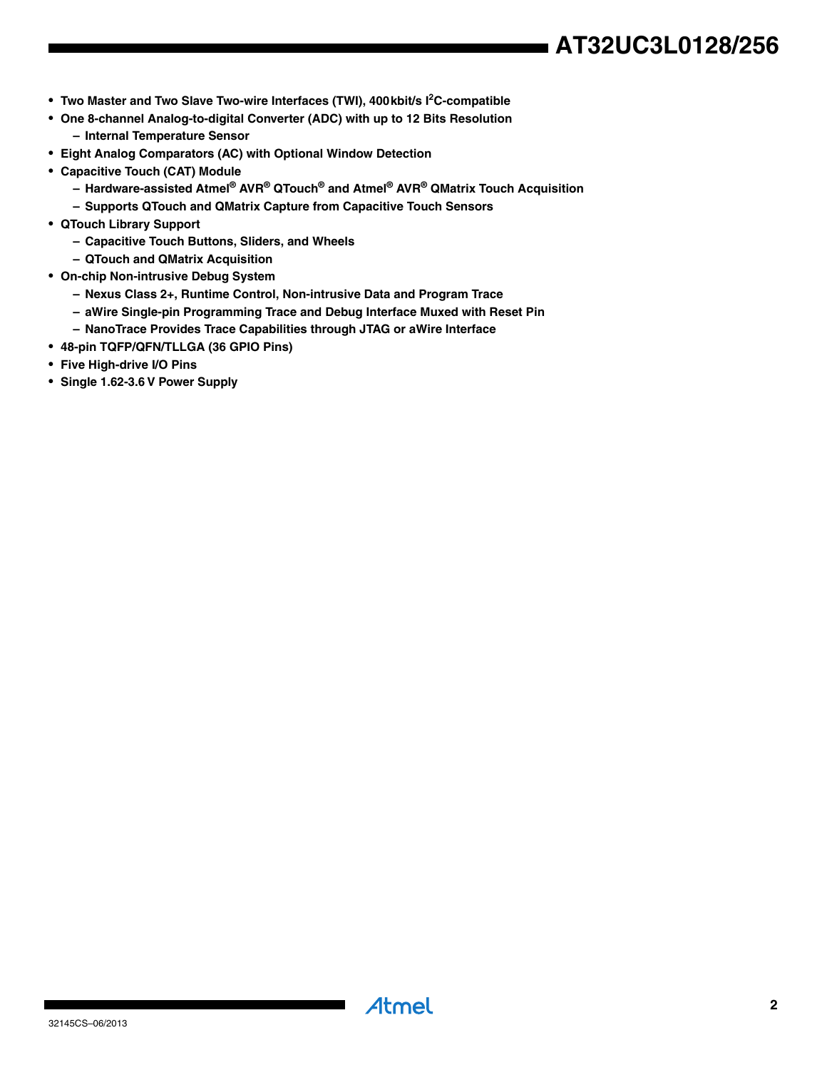- **Two Master and Two Slave Two-wire Interfaces (TWI), 400kbit/s I²C-compatible**
- **One 8-channel Analog-to-digital Converter (ADC) with up to 12 Bits Resolution**
  - **Internal Temperature Sensor**
- **Eight Analog Comparators (AC) with Optional Window Detection**
- **Capacitive Touch (CAT) Module**
  - **Hardware-assisted Atmel® AVR® QTouch® and Atmel® AVR® QMatrix Touch Acquisition**
  - **Supports QTouch and QMatrix Capture from Capacitive Touch Sensors**
- **QTouch Library Support**
  - **Capacitive Touch Buttons, Sliders, and Wheels**
  - **QTouch and QMatrix Acquisition**
- **On-chip Non-intrusive Debug System**
  - **Nexus Class 2+, Runtime Control, Non-intrusive Data and Program Trace**
  - **aWire Single-pin Programming Trace and Debug Interface Muxed with Reset Pin**
  - **NanoTrace Provides Trace Capabilities through JTAG or aWire Interface**
- **48-pin TQFP/QFN/TLLGA (36 GPIO Pins)**
- **Five High-drive I/O Pins**
- **Single 1.62-3.6 V Power Supply**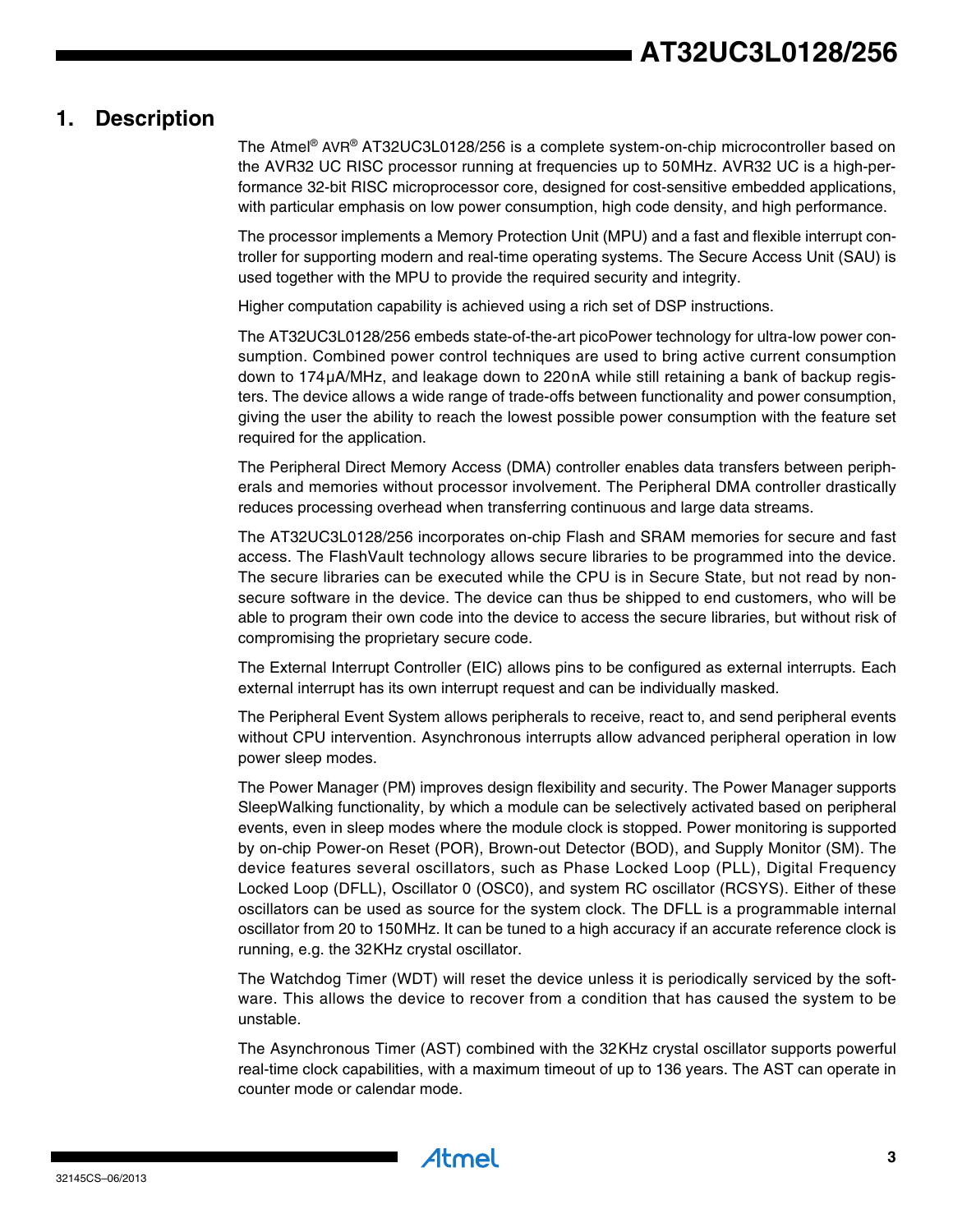# 1. Description

The Atmel® AVR® AT32UC3L0128/256 is a complete system-on-chip microcontroller based on the AVR32 UC RISC processor running at frequencies up to 50MHz. AVR32 UC is a high-performance 32-bit RISC microprocessor core, designed for cost-sensitive embedded applications, with particular emphasis on low power consumption, high code density, and high performance.

The processor implements a Memory Protection Unit (MPU) and a fast and flexible interrupt controller for supporting modern and real-time operating systems. The Secure Access Unit (SAU) is used together with the MPU to provide the required security and integrity.

Higher computation capability is achieved using a rich set of DSP instructions.

The AT32UC3L0128/256 embeds state-of-the-art picoPower technology for ultra-low power consumption. Combined power control techniques are used to bring active current consumption down to 174µA/MHz, and leakage down to 220nA while still retaining a bank of backup registers. The device allows a wide range of trade-offs between functionality and power consumption, giving the user the ability to reach the lowest possible power consumption with the feature set required for the application.

The Peripheral Direct Memory Access (DMA) controller enables data transfers between peripherals and memories without processor involvement. The Peripheral DMA controller drastically reduces processing overhead when transferring continuous and large data streams.

The AT32UC3L0128/256 incorporates on-chip Flash and SRAM memories for secure and fast access. The FlashVault technology allows secure libraries to be programmed into the device. The secure libraries can be executed while the CPU is in Secure State, but not read by non-secure software in the device. The device can thus be shipped to end customers, who will be able to program their own code into the device to access the secure libraries, but without risk of compromising the proprietary secure code.

The External Interrupt Controller (EIC) allows pins to be configured as external interrupts. Each external interrupt has its own interrupt request and can be individually masked.

The Peripheral Event System allows peripherals to receive, react to, and send peripheral events without CPU intervention. Asynchronous interrupts allow advanced peripheral operation in low power sleep modes.

The Power Manager (PM) improves design flexibility and security. The Power Manager supports SleepWalking functionality, by which a module can be selectively activated based on peripheral events, even in sleep modes where the module clock is stopped. Power monitoring is supported by on-chip Power-on Reset (POR), Brown-out Detector (BOD), and Supply Monitor (SM). The device features several oscillators, such as Phase Locked Loop (PLL), Digital Frequency Locked Loop (DFLL), Oscillator 0 (OSC0), and system RC oscillator (RCSYS). Either of these oscillators can be used as source for the system clock. The DFLL is a programmable internal oscillator from 20 to 150MHz. It can be tuned to a high accuracy if an accurate reference clock is running, e.g. the 32KHz crystal oscillator.

The Watchdog Timer (WDT) will reset the device unless it is periodically serviced by the software. This allows the device to recover from a condition that has caused the system to be unstable.

The Asynchronous Timer (AST) combined with the 32KHz crystal oscillator supports powerful real-time clock capabilities, with a maximum timeout of up to 136 years. The AST can operate in counter mode or calendar mode.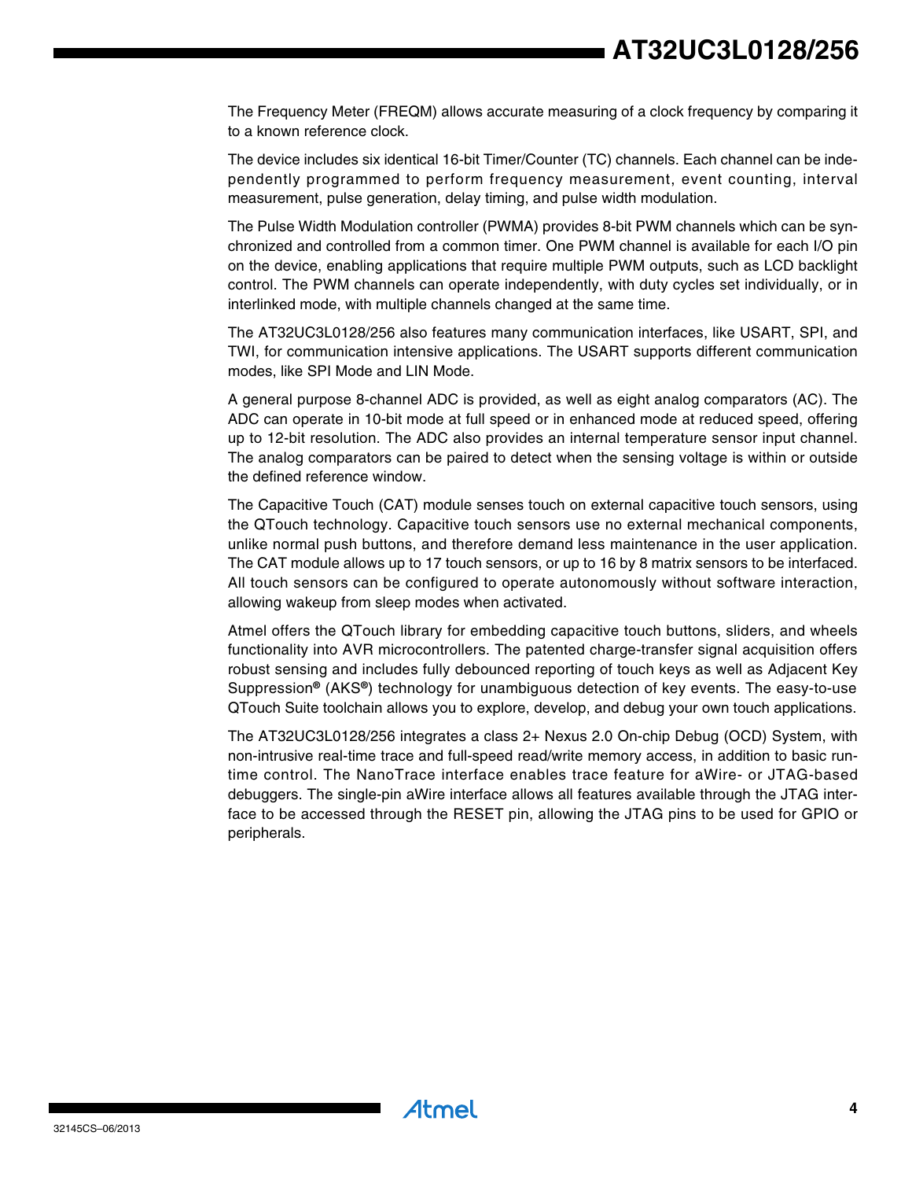The Frequency Meter (FREQM) allows accurate measuring of a clock frequency by comparing it to a known reference clock.

The device includes six identical 16-bit Timer/Counter (TC) channels. Each channel can be independently programmed to perform frequency measurement, event counting, interval measurement, pulse generation, delay timing, and pulse width modulation.

The Pulse Width Modulation controller (PWMA) provides 8-bit PWM channels which can be synchronized and controlled from a common timer. One PWM channel is available for each I/O pin on the device, enabling applications that require multiple PWM outputs, such as LCD backlight control. The PWM channels can operate independently, with duty cycles set individually, or in interlinked mode, with multiple channels changed at the same time.

The AT32UC3L0128/256 also features many communication interfaces, like USART, SPI, and TWI, for communication intensive applications. The USART supports different communication modes, like SPI Mode and LIN Mode.

A general purpose 8-channel ADC is provided, as well as eight analog comparators (AC). The ADC can operate in 10-bit mode at full speed or in enhanced mode at reduced speed, offering up to 12-bit resolution. The ADC also provides an internal temperature sensor input channel. The analog comparators can be paired to detect when the sensing voltage is within or outside the defined reference window.

The Capacitive Touch (CAT) module senses touch on external capacitive touch sensors, using the QTouch technology. Capacitive touch sensors use no external mechanical components, unlike normal push buttons, and therefore demand less maintenance in the user application. The CAT module allows up to 17 touch sensors, or up to 16 by 8 matrix sensors to be interfaced. All touch sensors can be configured to operate autonomously without software interaction, allowing wakeup from sleep modes when activated.

Atmel offers the QTouch library for embedding capacitive touch buttons, sliders, and wheels functionality into AVR microcontrollers. The patented charge-transfer signal acquisition offers robust sensing and includes fully debounced reporting of touch keys as well as Adjacent Key Suppression® (AKS®) technology for unambiguous detection of key events. The easy-to-use QTouch Suite toolchain allows you to explore, develop, and debug your own touch applications.

The AT32UC3L0128/256 integrates a class 2+ Nexus 2.0 On-chip Debug (OCD) System, with non-intrusive real-time trace and full-speed read/write memory access, in addition to basic runtime control. The NanoTrace interface enables trace feature for aWire- or JTAG-based debuggers. The single-pin aWire interface allows all features available through the JTAG interface to be accessed through the RESET pin, allowing the JTAG pins to be used for GPIO or peripherals.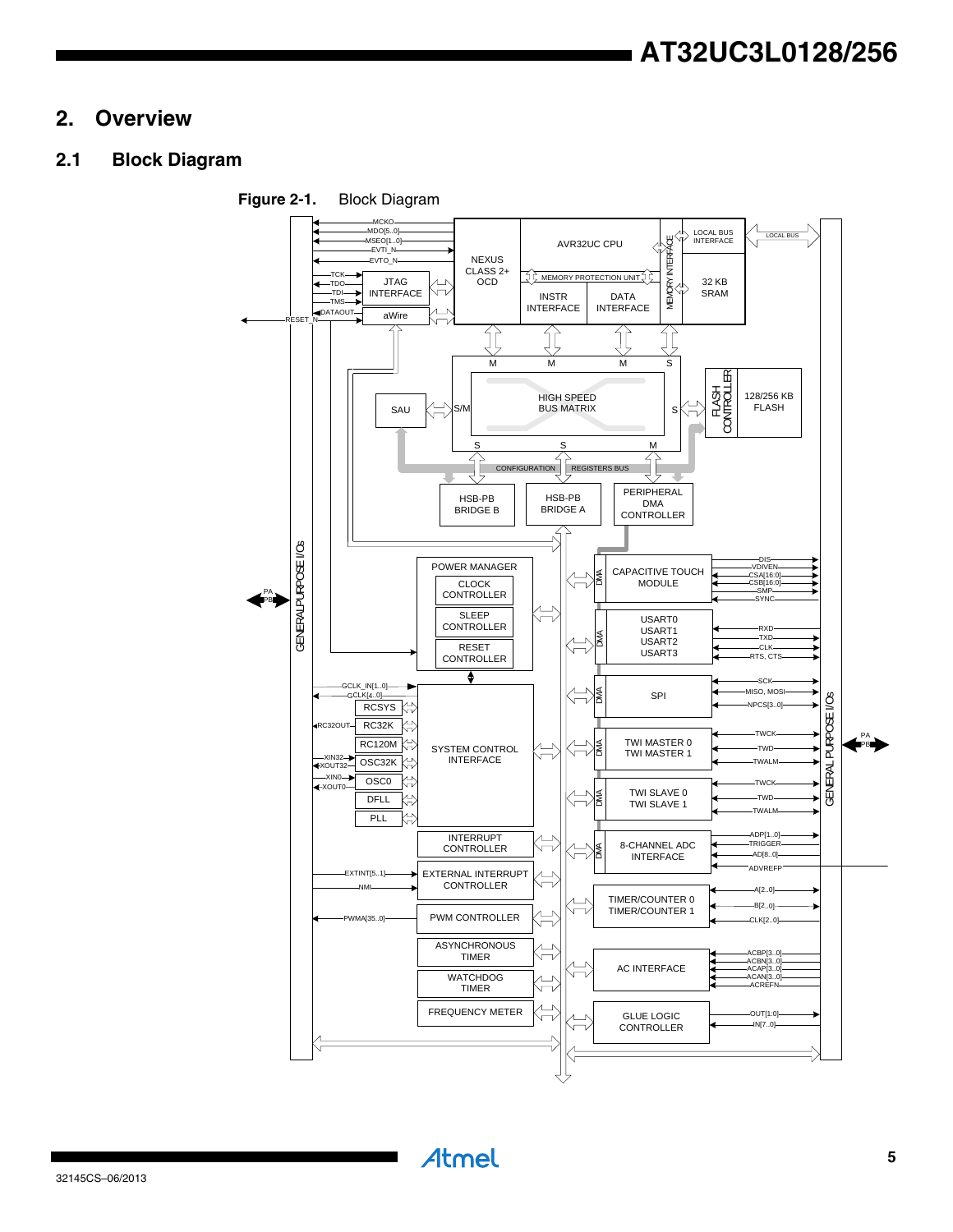## 2. Overview

### 2.1 Block Diagram

**Figure 2-1.** Block Diagram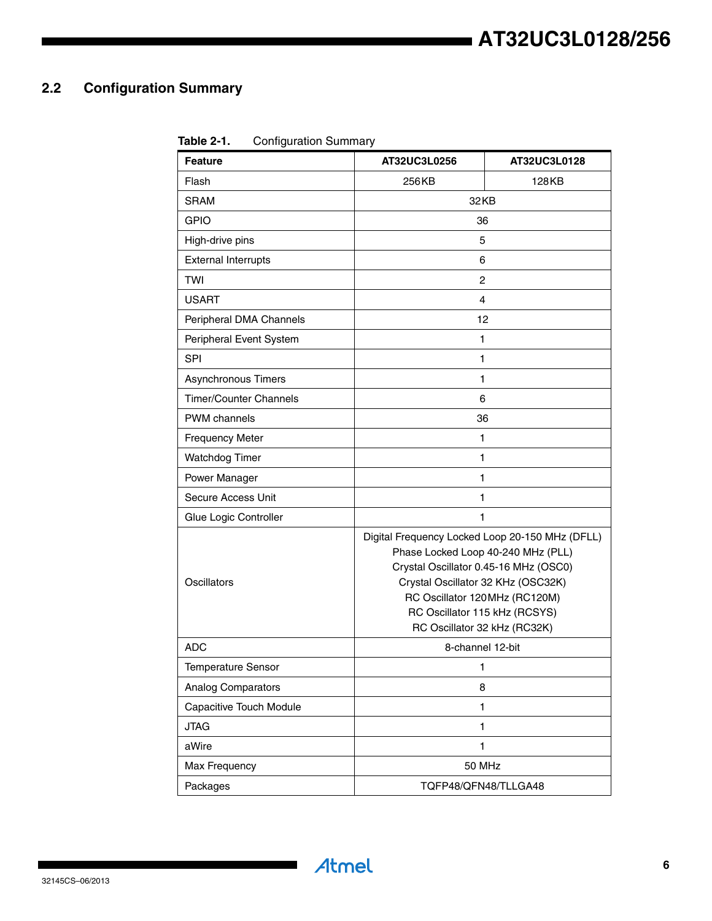## 2.2 Configuration Summary

**Table 2-1.** Configuration Summary

| Feature | AT32UC3L0256 | AT32UC3L0128 |
|---|---|---|
| Flash | 256KB | 128KB |
| SRAM | 32KB | |
| GPIO | 36 | |
| High-drive pins | 5 | |
| External Interrupts | 6 | |
| TWI | 2 | |
| USART | 4 | |
| Peripheral DMA Channels | 12 | |
| Peripheral Event System | 1 | |
| SPI | 1 | |
| Asynchronous Timers | 1 | |
| Timer/Counter Channels | 6 | |
| PWM channels | 36 | |
| Frequency Meter | 1 | |
| Watchdog Timer | 1 | |
| Power Manager | 1 | |
| Secure Access Unit | 1 | |
| Glue Logic Controller | 1 | |
| Oscillators | Digital Frequency Locked Loop 20-150 MHz (DFLL)<br>Phase Locked Loop 40-240 MHz (PLL)<br>Crystal Oscillator 0.45-16 MHz (OSC0)<br>Crystal Oscillator 32 KHz (OSC32K)<br>RC Oscillator 120MHz (RC120M)<br>RC Oscillator 115 kHz (RCSYS)<br>RC Oscillator 32 kHz (RC32K) | |
| ADC | 8-channel 12-bit | |
| Temperature Sensor | 1 | |
| Analog Comparators | 8 | |
| Capacitive Touch Module | 1 | |
| JTAG | 1 | |
| aWire | 1 | |
| Max Frequency | 50 MHz | |
| Packages | TQFP48/QFN48/TLLGA48 | |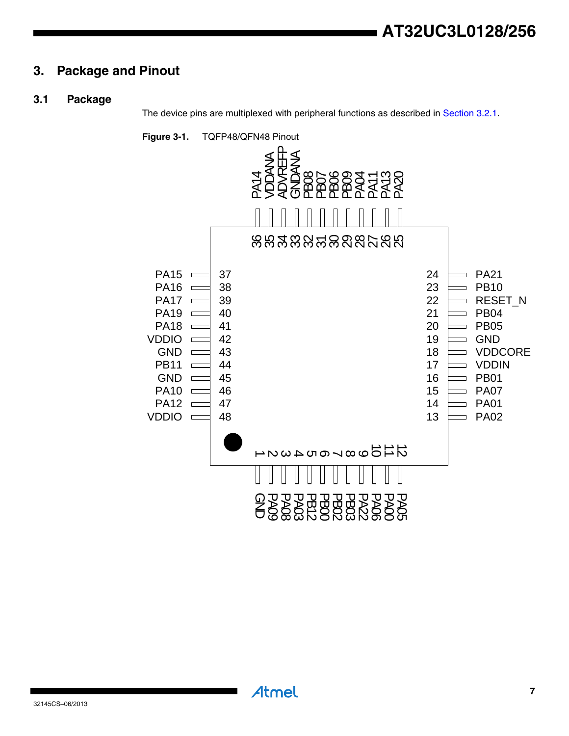# 3. Package and Pinout

## 3.1 Package

The device pins are multiplexed with peripheral functions as described in Section 3.2.1.

**Figure 3-1.** TQFP48/QFN48 Pinout

| Pin | Signal | Pin | Signal | Pin | Signal | Pin | Signal |
|---|---|---|---|---|---|---|---|
| 1 | GND | 13 | PA02 | 25 | PA20 | 37 | PA15 |
| 2 | PA09 | 14 | PA01 | 26 | PA13 | 38 | PA16 |
| 3 | PA08 | 15 | PA07 | 27 | PA11 | 39 | PA17 |
| 4 | PA03 | 16 | PB01 | 28 | PA04 | 40 | PA19 |
| 5 | PB12 | 17 | VDDIN | 29 | PB09 | 41 | PA18 |
| 6 | PB00 | 18 | VDDCORE | 30 | PB06 | 42 | VDDIO |
| 7 | PB02 | 19 | GND | 31 | PB07 | 43 | GND |
| 8 | PB03 | 20 | PB05 | 32 | PB08 | 44 | PB11 |
| 9 | PA22 | 21 | PB04 | 33 | GNDANA | 45 | GND |
| 10 | PA06 | 22 | RESET_N | 34 | ADVREFP | 46 | PA10 |
| 11 | PA00 | 23 | PB10 | 35 | VDDANA | 47 | PA12 |
| 12 | PA05 | 24 | PA21 | 36 | PA14 | 48 | VDDIO |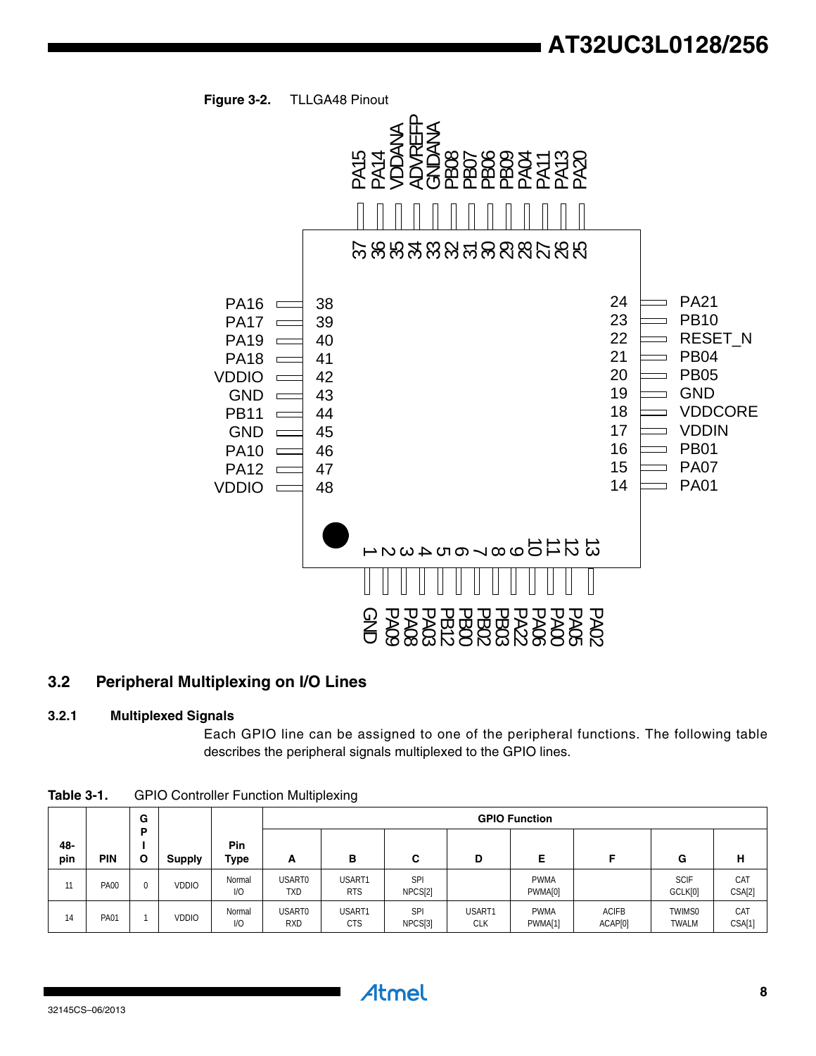**Figure 3-2.** TLLGA48 Pinout

| Pin | Signal | Pin | Signal | Pin | Signal | Pin | Signal |
|---|---|---|---|---|---|---|---|
| 1 | GND | 13 | PA02 | 25 | PA20 | 37 | PA15 |
| 2 | PA09 | 14 | PA01 | 26 | PA13 | 38 | PA16 |
| 3 | PA08 | 15 | PA07 | 27 | PA11 | 39 | PA17 |
| 4 | PA03 | 16 | PB01 | 28 | PA04 | 40 | PA19 |
| 5 | PB12 | 17 | VDDIN | 29 | PB09 | 41 | PA18 |
| 6 | PB00 | 18 | VDDCORE | 30 | PB06 | 42 | VDDIO |
| 7 | PB02 | 19 | GND | 31 | PB07 | 43 | GND |
| 8 | PB03 | 20 | PB05 | 32 | PB08 | 44 | PB11 |
| 9 | PA22 | 21 | PB04 | 33 | GNDANA | 45 | GND |
| 10 | PA06 | 22 | RESET_N | 34 | ADVREFP | 46 | PA10 |
| 11 | PA00 | 23 | PB10 | 35 | VDDANA | 47 | PA12 |
| 12 | PA05 | 24 | PA21 | 36 | PA14 | 48 | VDDIO |

## 3.2 Peripheral Multiplexing on I/O Lines

### 3.2.1 Multiplexed Signals

Each GPIO line can be assigned to one of the peripheral functions. The following table describes the peripheral signals multiplexed to the GPIO lines.

**Table 3-1.** GPIO Controller Function Multiplexing

| 48-pin | PIN | GPIO | Supply | Pin Type | GPIO Function | | | | | | | |
|---|---|---|---|---|---|---|---|---|---|---|---|---|
| | | | | | A | B | C | D | E | F | G | H |
| 11 | PA00 | 0 | VDDIO | Normal I/O | USART0 TXD | USART1 RTS | SPI NPCS[2] | | PWMA PWMA[0] | | SCIF GCLK[0] | CAT CSA[2] |
| 14 | PA01 | 1 | VDDIO | Normal I/O | USART0 RXD | USART1 CTS | SPI NPCS[3] | USART1 CLK | PWMA PWMA[1] | ACIFB ACAP[0] | TWIMS0 TWALM | CAT CSA[1] |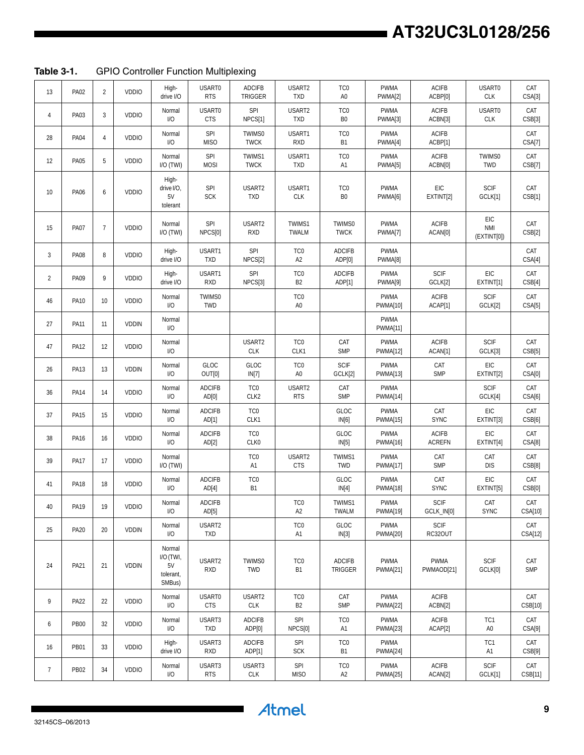**Table 3-1.** GPIO Controller Function Multiplexing

| | | | | | | | | | | | | |
|---|---|---|---|---|---|---|---|---|---|---|---|---|
| 13 | PA02 | 2 | VDDIO | High-drive I/O | USART0 RTS | ADCIFB TRIGGER | USART2 TXD | TC0 A0 | PWMA PWMA[2] | ACIFB ACBP[0] | USART0 CLK | CAT CSA[3] |
| 4 | PA03 | 3 | VDDIO | Normal I/O | USART0 CTS | SPI NPCS[1] | USART2 TXD | TC0 B0 | PWMA PWMA[3] | ACIFB ACBN[3] | USART0 CLK | CAT CSB[3] |
| 28 | PA04 | 4 | VDDIO | Normal I/O | SPI MISO | TWIMS0 TWCK | USART1 RXD | TC0 B1 | PWMA PWMA[4] | ACIFB ACBP[1] | | CAT CSA[7] |
| 12 | PA05 | 5 | VDDIO | Normal I/O (TWI) | SPI MOSI | TWIMS1 TWCK | USART1 TXD | TC0 A1 | PWMA PWMA[5] | ACIFB ACBN[0] | TWIMS0 TWD | CAT CSB[7] |
| 10 | PA06 | 6 | VDDIO | High-drive I/O, 5V tolerant | SPI SCK | USART2 TXD | USART1 CLK | TC0 B0 | PWMA PWMA[6] | EIC EXTINT[2] | SCIF GCLK[1] | CAT CSB[1] |
| 15 | PA07 | 7 | VDDIO | Normal I/O (TWI) | SPI NPCS[0] | USART2 RXD | TWIMS1 TWALM | TWIMS0 TWCK | PWMA PWMA[7] | ACIFB ACAN[0] | EIC NMI (EXTINT[0]) | CAT CSB[2] |
| 3 | PA08 | 8 | VDDIO | High-drive I/O | USART1 TXD | SPI NPCS[2] | TC0 A2 | ADCIFB ADP[0] | PWMA PWMA[8] | | | CAT CSA[4] |
| 2 | PA09 | 9 | VDDIO | High-drive I/O | USART1 RXD | SPI NPCS[3] | TC0 B2 | ADCIFB ADP[1] | PWMA PWMA[9] | SCIF GCLK[2] | EIC EXTINT[1] | CAT CSB[4] |
| 46 | PA10 | 10 | VDDIO | Normal I/O | TWIMS0 TWD | | TC0 A0 | | PWMA PWMA[10] | ACIFB ACAP[1] | SCIF GCLK[2] | CAT CSA[5] |
| 27 | PA11 | 11 | VDDIN | Normal I/O | | | | | PWMA PWMA[11] | | | |
| 47 | PA12 | 12 | VDDIO | Normal I/O | | USART2 CLK | TC0 CLK1 | CAT SMP | PWMA PWMA[12] | ACIFB ACAN[1] | SCIF GCLK[3] | CAT CSB[5] |
| 26 | PA13 | 13 | VDDIN | Normal I/O | GLOC OUT[0] | GLOC IN[7] | TC0 A0 | SCIF GCLK[2] | PWMA PWMA[13] | CAT SMP | EIC EXTINT[2] | CAT CSA[0] |
| 36 | PA14 | 14 | VDDIO | Normal I/O | ADCIFB AD[0] | TC0 CLK2 | USART2 RTS | CAT SMP | PWMA PWMA[14] | | SCIF GCLK[4] | CAT CSA[6] |
| 37 | PA15 | 15 | VDDIO | Normal I/O | ADCIFB AD[1] | TC0 CLK1 | | GLOC IN[6] | PWMA PWMA[15] | CAT SYNC | EIC EXTINT[3] | CAT CSB[6] |
| 38 | PA16 | 16 | VDDIO | Normal I/O | ADCIFB AD[2] | TC0 CLK0 | | GLOC IN[5] | PWMA PWMA[16] | ACIFB ACREFN | EIC EXTINT[4] | CAT CSA[8] |
| 39 | PA17 | 17 | VDDIO | Normal I/O (TWI) | | TC0 A1 | USART2 CTS | TWIMS1 TWD | PWMA PWMA[17] | CAT SMP | CAT DIS | CAT CSB[8] |
| 41 | PA18 | 18 | VDDIO | Normal I/O | ADCIFB AD[4] | TC0 B1 | | GLOC IN[4] | PWMA PWMA[18] | CAT SYNC | EIC EXTINT[5] | CAT CSB[0] |
| 40 | PA19 | 19 | VDDIO | Normal I/O | ADCIFB AD[5] | | TC0 A2 | TWIMS1 TWALM | PWMA PWMA[19] | SCIF GCLK_IN[0] | CAT SYNC | CAT CSA[10] |
| 25 | PA20 | 20 | VDDIN | Normal I/O | USART2 TXD | | TC0 A1 | GLOC IN[3] | PWMA PWMA[20] | SCIF RC32OUT | | CAT CSA[12] |
| 24 | PA21 | 21 | VDDIN | Normal I/O (TWI, 5V tolerant, SMBus) | USART2 RXD | TWIMS0 TWD | TC0 B1 | ADCIFB TRIGGER | PWMA PWMA[21] | PWMA PWMAOD[21] | SCIF GCLK[0] | CAT SMP |
| 9 | PA22 | 22 | VDDIO | Normal I/O | USART0 CTS | USART2 CLK | TC0 B2 | CAT SMP | PWMA PWMA[22] | ACIFB ACBN[2] | | CAT CSB[10] |
| 6 | PB00 | 32 | VDDIO | Normal I/O | USART3 TXD | ADCIFB ADP[0] | SPI NPCS[0] | TC0 A1 | PWMA PWMA[23] | ACIFB ACAP[2] | TC1 A0 | CAT CSA[9] |
| 16 | PB01 | 33 | VDDIO | High-drive I/O | USART3 RXD | ADCIFB ADP[1] | SPI SCK | TC0 B1 | PWMA PWMA[24] | | TC1 A1 | CAT CSB[9] |
| 7 | PB02 | 34 | VDDIO | Normal I/O | USART3 RTS | USART3 CLK | SPI MISO | TC0 A2 | PWMA PWMA[25] | ACIFB ACAN[2] | SCIF GCLK[1] | CAT CSB[11] |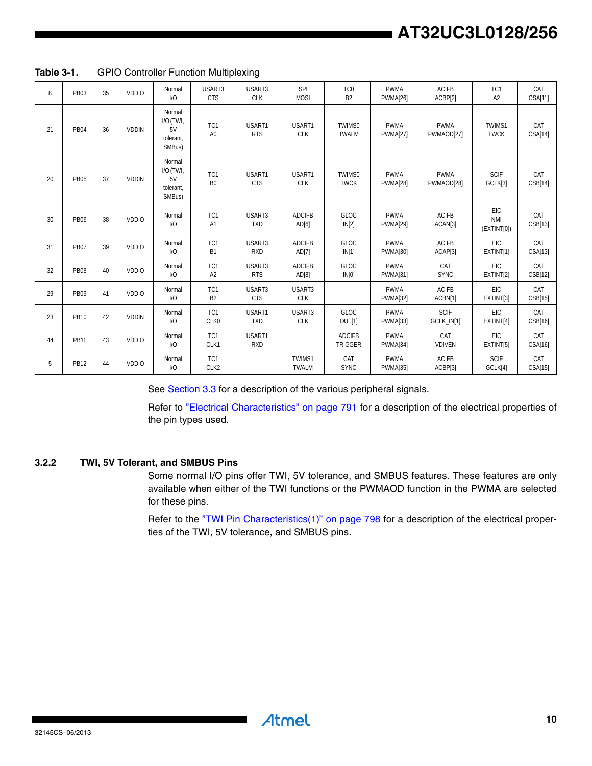**Table 3-1.** GPIO Controller Function Multiplexing

| | | | | | | | | | | | | |
|---|---|---|---|---|---|---|---|---|---|---|---|---|
| 8 | PB03 | 35 | VDDIO | Normal I/O | USART3 CTS | USART3 CLK | SPI MOSI | TC0 B2 | PWMA PWMA[26] | ACIFB ACBP[2] | TC1 A2 | CAT CSA[11] |
| 21 | PB04 | 36 | VDDIN | Normal I/O (TWI, 5V tolerant, SMBus) | TC1 A0 | USART1 RTS | USART1 CLK | TWIMS0 TWALM | PWMA PWMA[27] | PWMA PWMAOD[27] | TWIMS1 TWCK | CAT CSA[14] |
| 20 | PB05 | 37 | VDDIN | Normal I/O (TWI, 5V tolerant, SMBus) | TC1 B0 | USART1 CTS | USART1 CLK | TWIMS0 TWCK | PWMA PWMA[28] | PWMA PWMAOD[28] | SCIF GCLK[3] | CAT CSB[14] |
| 30 | PB06 | 38 | VDDIO | Normal I/O | TC1 A1 | USART3 TXD | ADCIFB AD[6] | GLOC IN[2] | PWMA PWMA[29] | ACIFB ACAN[3] | EIC NMI (EXTINT[0]) | CAT CSB[13] |
| 31 | PB07 | 39 | VDDIO | Normal I/O | TC1 B1 | USART3 RXD | ADCIFB AD[7] | GLOC IN[1] | PWMA PWMA[30] | ACIFB ACAP[3] | EIC EXTINT[1] | CAT CSA[13] |
| 32 | PB08 | 40 | VDDIO | Normal I/O | TC1 A2 | USART3 RTS | ADCIFB AD[8] | GLOC IN[0] | PWMA PWMA[31] | CAT SYNC | EIC EXTINT[2] | CAT CSB[12] |
| 29 | PB09 | 41 | VDDIO | Normal I/O | TC1 B2 | USART3 CTS | USART3 CLK | | PWMA PWMA[32] | ACIFB ACBN[1] | EIC EXTINT[3] | CAT CSB[15] |
| 23 | PB10 | 42 | VDDIN | Normal I/O | TC1 CLK0 | USART1 TXD | USART3 CLK | GLOC OUT[1] | PWMA PWMA[33] | SCIF GCLK_IN[1] | EIC EXTINT[4] | CAT CSB[16] |
| 44 | PB11 | 43 | VDDIO | Normal I/O | TC1 CLK1 | USART1 RXD | | ADCIFB TRIGGER | PWMA PWMA[34] | CAT VDIVEN | EIC EXTINT[5] | CAT CSA[16] |
| 5 | PB12 | 44 | VDDIO | Normal I/O | TC1 CLK2 | | TWIMS1 TWALM | CAT SYNC | PWMA PWMA[35] | ACIFB ACBP[3] | SCIF GCLK[4] | CAT CSA[15] |

See Section 3.3 for a description of the various peripheral signals.

Refer to "Electrical Characteristics" on page 791 for a description of the electrical properties of the pin types used.

### 3.2.2 TWI, 5V Tolerant, and SMBUS Pins

Some normal I/O pins offer TWI, 5V tolerance, and SMBUS features. These features are only available when either of the TWI functions or the PWMAOD function in the PWMA are selected for these pins.

Refer to the "TWI Pin Characteristics(1)" on page 798 for a description of the electrical properties of the TWI, 5V tolerance, and SMBUS pins.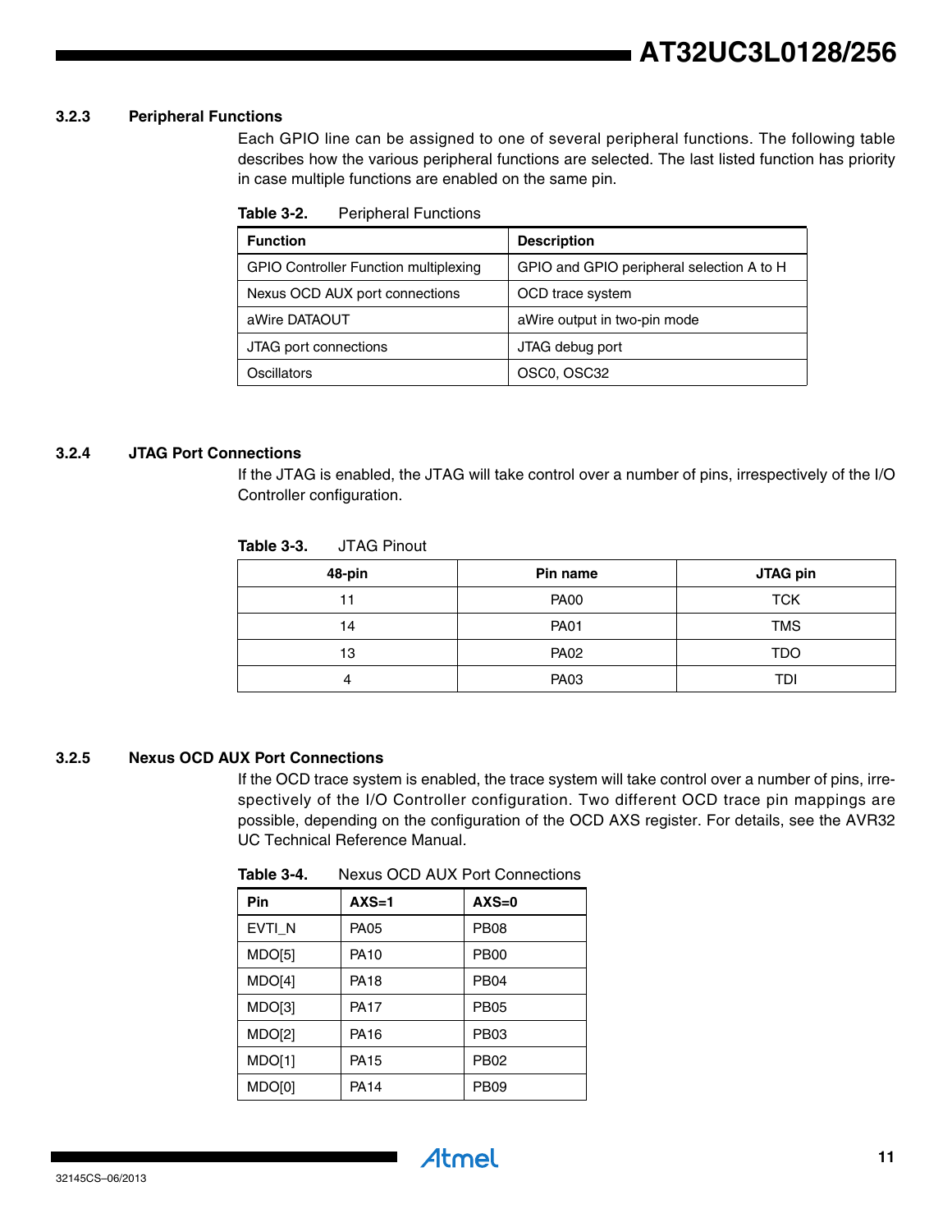### 3.2.3 Peripheral Functions

Each GPIO line can be assigned to one of several peripheral functions. The following table describes how the various peripheral functions are selected. The last listed function has priority in case multiple functions are enabled on the same pin.

**Table 3-2.** Peripheral Functions

| Function | Description |
|---|---|
| GPIO Controller Function multiplexing | GPIO and GPIO peripheral selection A to H |
| Nexus OCD AUX port connections | OCD trace system |
| aWire DATAOUT | aWire output in two-pin mode |
| JTAG port connections | JTAG debug port |
| Oscillators | OSC0, OSC32 |

### 3.2.4 JTAG Port Connections

If the JTAG is enabled, the JTAG will take control over a number of pins, irrespectively of the I/O Controller configuration.

**Table 3-3.** JTAG Pinout

| 48-pin | Pin name | JTAG pin |
|---|---|---|
| 11 | PA00 | TCK |
| 14 | PA01 | TMS |
| 13 | PA02 | TDO |
| 4 | PA03 | TDI |

### 3.2.5 Nexus OCD AUX Port Connections

If the OCD trace system is enabled, the trace system will take control over a number of pins, irrespectively of the I/O Controller configuration. Two different OCD trace pin mappings are possible, depending on the configuration of the OCD AXS register. For details, see the AVR32 UC Technical Reference Manual.

**Table 3-4.** Nexus OCD AUX Port Connections

| Pin | AXS=1 | AXS=0 |
|---|---|---|
| EVTI_N | PA05 | PB08 |
| MDO[5] | PA10 | PB00 |
| MDO[4] | PA18 | PB04 |
| MDO[3] | PA17 | PB05 |
| MDO[2] | PA16 | PB03 |
| MDO[1] | PA15 | PB02 |
| MDO[0] | PA14 | PB09 |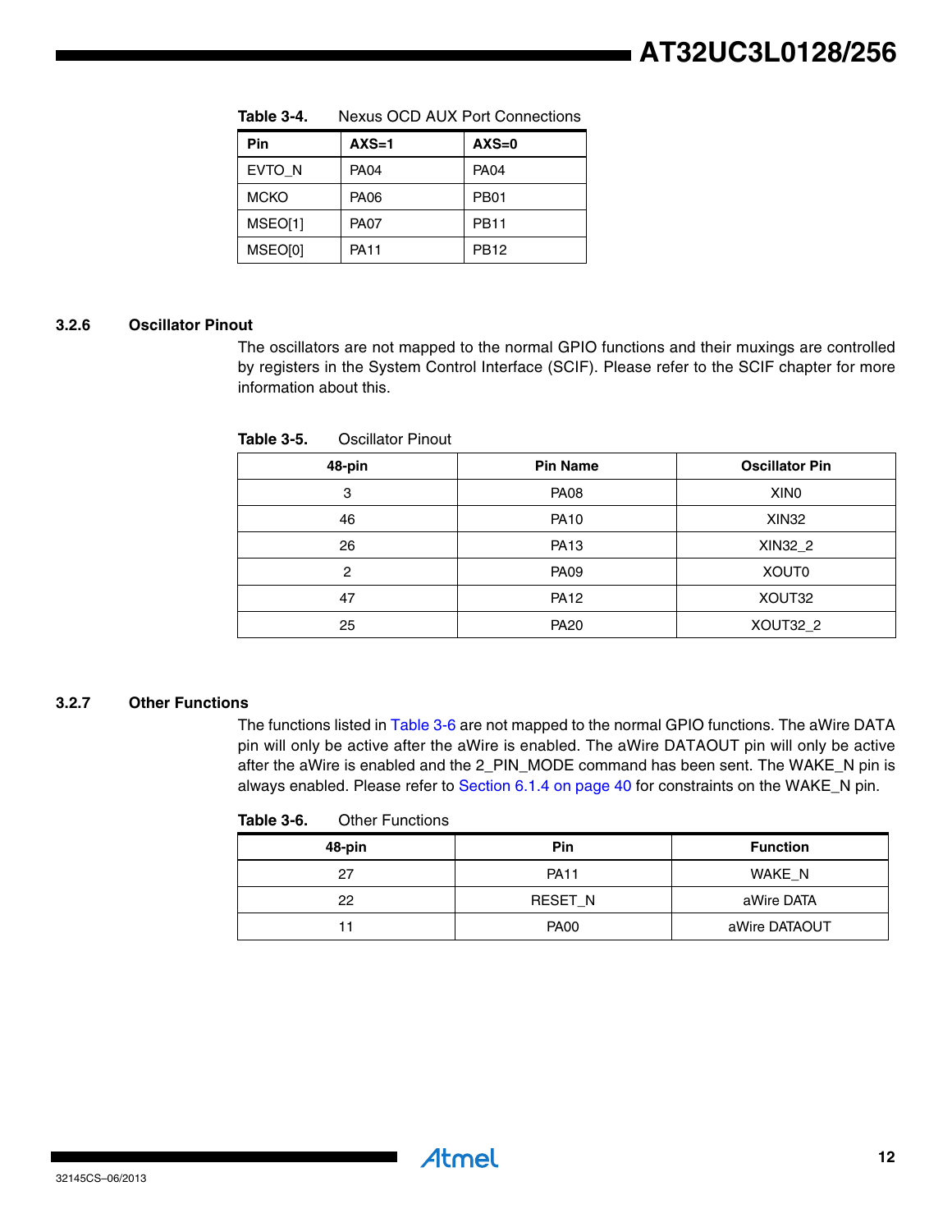**Table 3-4.** Nexus OCD AUX Port Connections

| Pin | AXS=1 | AXS=0 |
|---|---|---|
| EVTO_N | PA04 | PA04 |
| MCKO | PA06 | PB01 |
| MSEO[1] | PA07 | PB11 |
| MSEO[0] | PA11 | PB12 |

### 3.2.6 Oscillator Pinout

The oscillators are not mapped to the normal GPIO functions and their muxings are controlled by registers in the System Control Interface (SCIF). Please refer to the SCIF chapter for more information about this.

**Table 3-5.** Oscillator Pinout

| 48-pin | Pin Name | Oscillator Pin |
|---|---|---|
| 3 | PA08 | XIN0 |
| 46 | PA10 | XIN32 |
| 26 | PA13 | XIN32_2 |
| 2 | PA09 | XOUT0 |
| 47 | PA12 | XOUT32 |
| 25 | PA20 | XOUT32_2 |

### 3.2.7 Other Functions

The functions listed in Table 3-6 are not mapped to the normal GPIO functions. The aWire DATA pin will only be active after the aWire is enabled. The aWire DATAOUT pin will only be active after the aWire is enabled and the 2_PIN_MODE command has been sent. The WAKE_N pin is always enabled. Please refer to Section 6.1.4 on page 40 for constraints on the WAKE_N pin.

**Table 3-6.** Other Functions

| 48-pin | Pin | Function |
|---|---|---|
| 27 | PA11 | WAKE_N |
| 22 | RESET_N | aWire DATA |
| 11 | PA00 | aWire DATAOUT |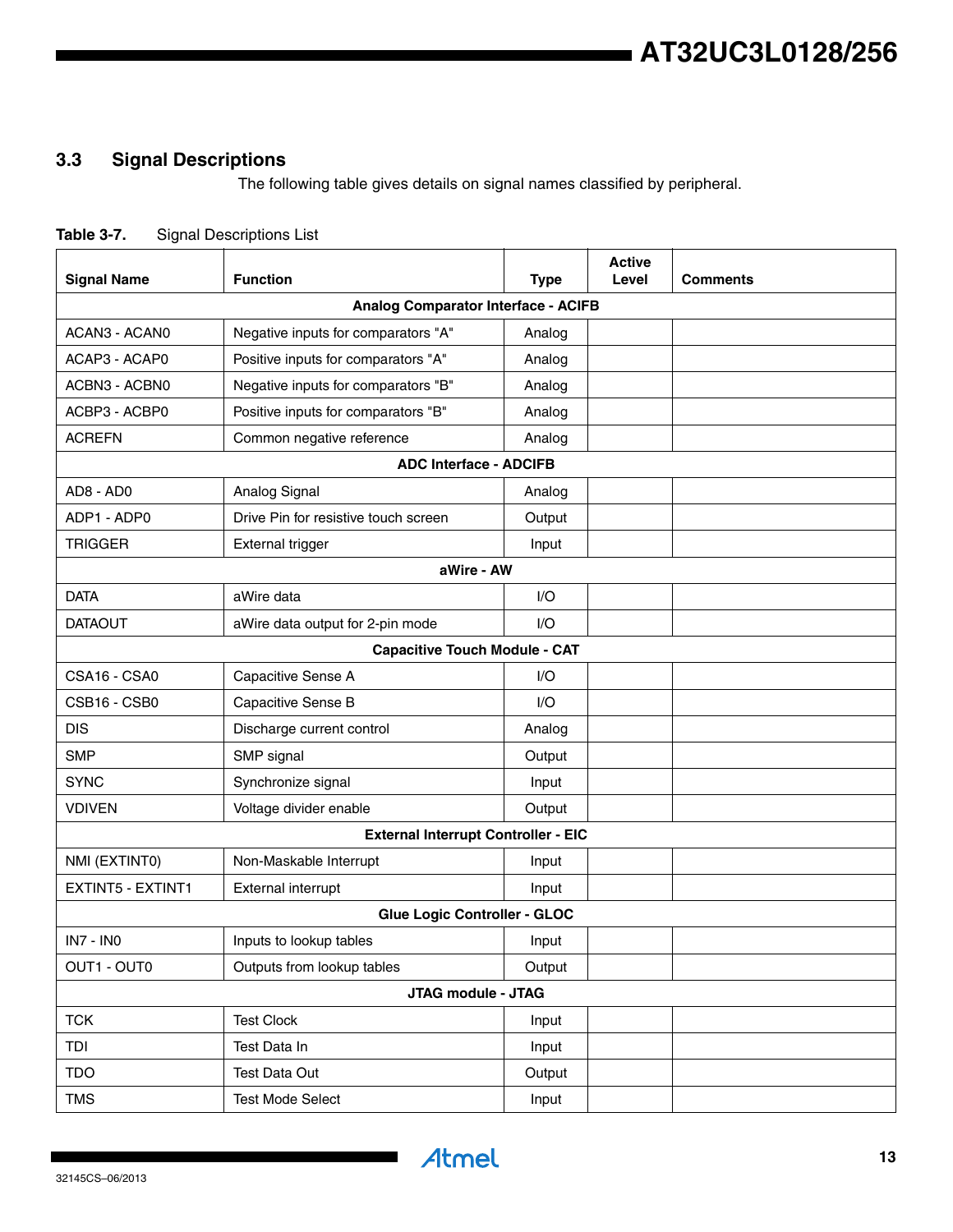## 3.3 Signal Descriptions

The following table gives details on signal names classified by peripheral.

**Table 3-7.** Signal Descriptions List

| Signal Name | Function | Type | Active Level | Comments |
|---|---|---|---|---|
| **Analog Comparator Interface - ACIFB** | | | | |
| ACAN3 - ACAN0 | Negative inputs for comparators "A" | Analog | | |
| ACAP3 - ACAP0 | Positive inputs for comparators "A" | Analog | | |
| ACBN3 - ACBN0 | Negative inputs for comparators "B" | Analog | | |
| ACBP3 - ACBP0 | Positive inputs for comparators "B" | Analog | | |
| ACREFN | Common negative reference | Analog | | |
| **ADC Interface - ADCIFB** | | | | |
| AD8 - AD0 | Analog Signal | Analog | | |
| ADP1 - ADP0 | Drive Pin for resistive touch screen | Output | | |
| TRIGGER | External trigger | Input | | |
| **aWire - AW** | | | | |
| DATA | aWire data | I/O | | |
| DATAOUT | aWire data output for 2-pin mode | I/O | | |
| **Capacitive Touch Module - CAT** | | | | |
| CSA16 - CSA0 | Capacitive Sense A | I/O | | |
| CSB16 - CSB0 | Capacitive Sense B | I/O | | |
| DIS | Discharge current control | Analog | | |
| SMP | SMP signal | Output | | |
| SYNC | Synchronize signal | Input | | |
| VDIVEN | Voltage divider enable | Output | | |
| **External Interrupt Controller - EIC** | | | | |
| NMI (EXTINT0) | Non-Maskable Interrupt | Input | | |
| EXTINT5 - EXTINT1 | External interrupt | Input | | |
| **Glue Logic Controller - GLOC** | | | | |
| IN7 - IN0 | Inputs to lookup tables | Input | | |
| OUT1 - OUT0 | Outputs from lookup tables | Output | | |
| **JTAG module - JTAG** | | | | |
| TCK | Test Clock | Input | | |
| TDI | Test Data In | Input | | |
| TDO | Test Data Out | Output | | |
| TMS | Test Mode Select | Input | | |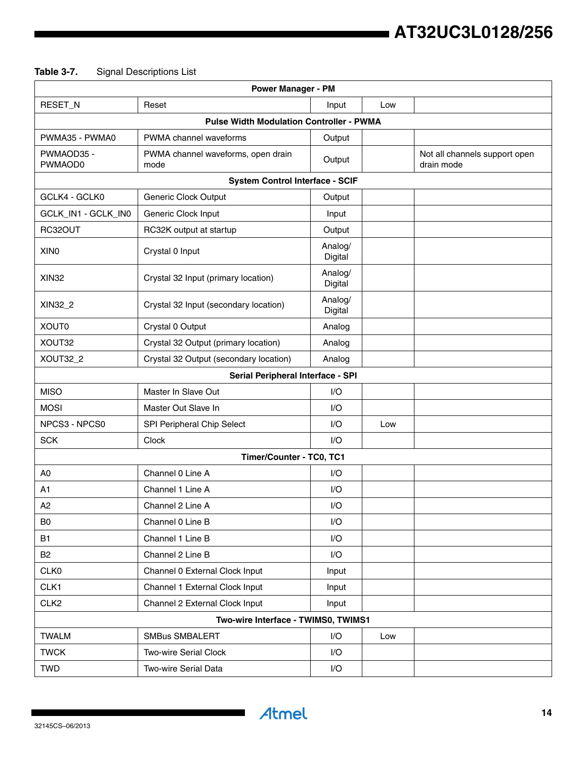**Table 3-7.** Signal Descriptions List

| | | | | |
|---|---|---|---|---|
| **Power Manager - PM** | | | | |
| RESET_N | Reset | Input | Low | |
| **Pulse Width Modulation Controller - PWMA** | | | | |
| PWMA35 - PWMA0 | PWMA channel waveforms | Output | | |
| PWMAOD35 - PWMAOD0 | PWMA channel waveforms, open drain mode | Output | | Not all channels support open drain mode |
| **System Control Interface - SCIF** | | | | |
| GCLK4 - GCLK0 | Generic Clock Output | Output | | |
| GCLK_IN1 - GCLK_IN0 | Generic Clock Input | Input | | |
| RC32OUT | RC32K output at startup | Output | | |
| XIN0 | Crystal 0 Input | Analog/ Digital | | |
| XIN32 | Crystal 32 Input (primary location) | Analog/ Digital | | |
| XIN32_2 | Crystal 32 Input (secondary location) | Analog/ Digital | | |
| XOUT0 | Crystal 0 Output | Analog | | |
| XOUT32 | Crystal 32 Output (primary location) | Analog | | |
| XOUT32_2 | Crystal 32 Output (secondary location) | Analog | | |
| **Serial Peripheral Interface - SPI** | | | | |
| MISO | Master In Slave Out | I/O | | |
| MOSI | Master Out Slave In | I/O | | |
| NPCS3 - NPCS0 | SPI Peripheral Chip Select | I/O | Low | |
| SCK | Clock | I/O | | |
| **Timer/Counter - TC0, TC1** | | | | |
| A0 | Channel 0 Line A | I/O | | |
| A1 | Channel 1 Line A | I/O | | |
| A2 | Channel 2 Line A | I/O | | |
| B0 | Channel 0 Line B | I/O | | |
| B1 | Channel 1 Line B | I/O | | |
| B2 | Channel 2 Line B | I/O | | |
| CLK0 | Channel 0 External Clock Input | Input | | |
| CLK1 | Channel 1 External Clock Input | Input | | |
| CLK2 | Channel 2 External Clock Input | Input | | |
| **Two-wire Interface - TWIMS0, TWIMS1** | | | | |
| TWALM | SMBus SMBALERT | I/O | Low | |
| TWCK | Two-wire Serial Clock | I/O | | |
| TWD | Two-wire Serial Data | I/O | | |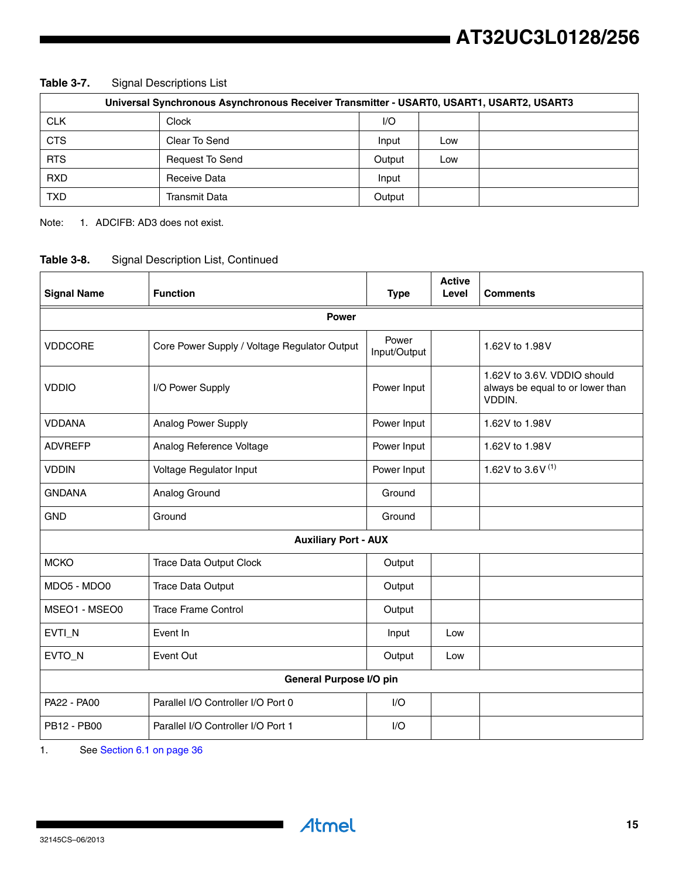**Table 3-7.** Signal Descriptions List

| Universal Synchronous Asynchronous Receiver Transmitter - USART0, USART1, USART2, USART3 | | | | |
|---|---|---|---|---|
| CLK | Clock | I/O | | |
| CTS | Clear To Send | Input | Low | |
| RTS | Request To Send | Output | Low | |
| RXD | Receive Data | Input | | |
| TXD | Transmit Data | Output | | |

Note: 1. ADCIFB: AD3 does not exist.

**Table 3-8.** Signal Description List, Continued

| Signal Name | Function | Type | Active Level | Comments |
|---|---|---|---|---|
| **Power** | | | | |
| VDDCORE | Core Power Supply / Voltage Regulator Output | Power Input/Output | | 1.62V to 1.98V |
| VDDIO | I/O Power Supply | Power Input | | 1.62V to 3.6V. VDDIO should always be equal to or lower than VDDIN. |
| VDDANA | Analog Power Supply | Power Input | | 1.62V to 1.98V |
| ADVREFP | Analog Reference Voltage | Power Input | | 1.62V to 1.98V |
| VDDIN | Voltage Regulator Input | Power Input | | 1.62V to 3.6V [1] |
| GNDANA | Analog Ground | Ground | | |
| GND | Ground | Ground | | |
| **Auxiliary Port - AUX** | | | | |
| MCKO | Trace Data Output Clock | Output | | |
| MDO5 - MDO0 | Trace Data Output | Output | | |
| MSEO1 - MSEO0 | Trace Frame Control | Output | | |
| EVTI_N | Event In | Input | Low | |
| EVTO_N | Event Out | Output | Low | |
| **General Purpose I/O pin** | | | | |
| PA22 - PA00 | Parallel I/O Controller I/O Port 0 | I/O | | |
| PB12 - PB00 | Parallel I/O Controller I/O Port 1 | I/O | | |

1. See Section 6.1 on page 36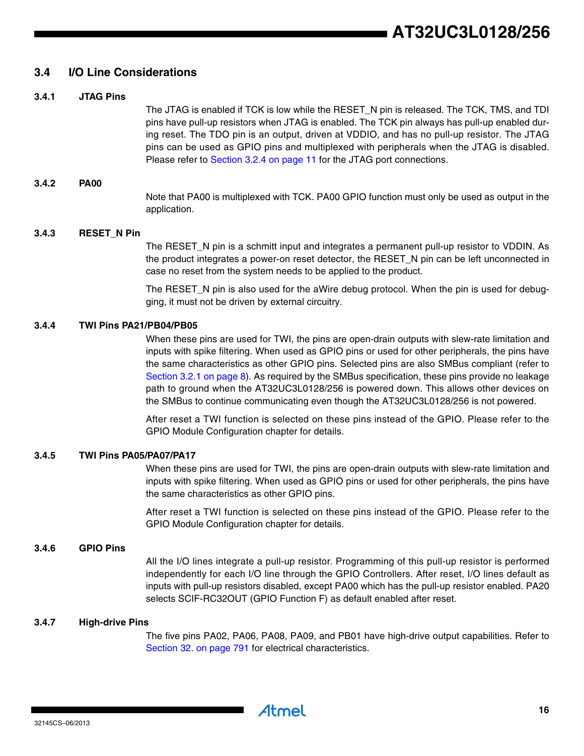## 3.4 I/O Line Considerations

### 3.4.1 JTAG Pins

The JTAG is enabled if TCK is low while the RESET_N pin is released. The TCK, TMS, and TDI pins have pull-up resistors when JTAG is enabled. The TCK pin always has pull-up enabled during reset. The TDO pin is an output, driven at VDDIO, and has no pull-up resistor. The JTAG pins can be used as GPIO pins and multiplexed with peripherals when the JTAG is disabled. Please refer to Section 3.2.4 on page 11 for the JTAG port connections.

### 3.4.2 PA00

Note that PA00 is multiplexed with TCK. PA00 GPIO function must only be used as output in the application.

### 3.4.3 RESET_N Pin

The RESET_N pin is a schmitt input and integrates a permanent pull-up resistor to VDDIN. As the product integrates a power-on reset detector, the RESET_N pin can be left unconnected in case no reset from the system needs to be applied to the product.

The RESET_N pin is also used for the aWire debug protocol. When the pin is used for debugging, it must not be driven by external circuitry.

### 3.4.4 TWI Pins PA21/PB04/PB05

When these pins are used for TWI, the pins are open-drain outputs with slew-rate limitation and inputs with spike filtering. When used as GPIO pins or used for other peripherals, the pins have the same characteristics as other GPIO pins. Selected pins are also SMBus compliant (refer to Section 3.2.1 on page 8). As required by the SMBus specification, these pins provide no leakage path to ground when the AT32UC3L0128/256 is powered down. This allows other devices on the SMBus to continue communicating even though the AT32UC3L0128/256 is not powered.

After reset a TWI function is selected on these pins instead of the GPIO. Please refer to the GPIO Module Configuration chapter for details.

### 3.4.5 TWI Pins PA05/PA07/PA17

When these pins are used for TWI, the pins are open-drain outputs with slew-rate limitation and inputs with spike filtering. When used as GPIO pins or used for other peripherals, the pins have the same characteristics as other GPIO pins.

After reset a TWI function is selected on these pins instead of the GPIO. Please refer to the GPIO Module Configuration chapter for details.

### 3.4.6 GPIO Pins

All the I/O lines integrate a pull-up resistor. Programming of this pull-up resistor is performed independently for each I/O line through the GPIO Controllers. After reset, I/O lines default as inputs with pull-up resistors disabled, except PA00 which has the pull-up resistor enabled. PA20 selects SCIF-RC32OUT (GPIO Function F) as default enabled after reset.

### 3.4.7 High-drive Pins

The five pins PA02, PA06, PA08, PA09, and PB01 have high-drive output capabilities. Refer to Section 32. on page 791 for electrical characteristics.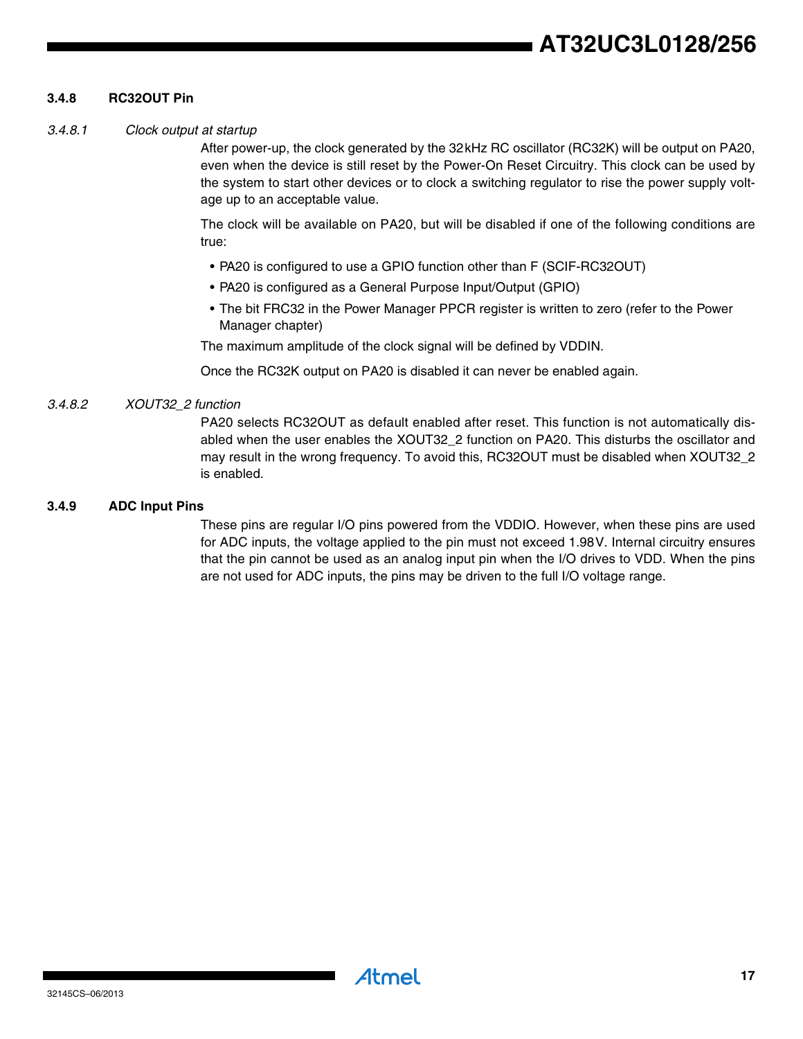### 3.4.8 RC32OUT Pin

#### *3.4.8.1 Clock output at startup*

After power-up, the clock generated by the 32 kHz RC oscillator (RC32K) will be output on PA20, even when the device is still reset by the Power-On Reset Circuitry. This clock can be used by the system to start other devices or to clock a switching regulator to rise the power supply voltage up to an acceptable value.

The clock will be available on PA20, but will be disabled if one of the following conditions are true:

- PA20 is configured to use a GPIO function other than F (SCIF-RC32OUT)
- PA20 is configured as a General Purpose Input/Output (GPIO)
- The bit FRC32 in the Power Manager PPCR register is written to zero (refer to the Power Manager chapter)

The maximum amplitude of the clock signal will be defined by VDDIN.

Once the RC32K output on PA20 is disabled it can never be enabled again.

#### *3.4.8.2 XOUT32_2 function*

PA20 selects RC32OUT as default enabled after reset. This function is not automatically disabled when the user enables the XOUT32_2 function on PA20. This disturbs the oscillator and may result in the wrong frequency. To avoid this, RC32OUT must be disabled when XOUT32_2 is enabled.

### 3.4.9 ADC Input Pins

These pins are regular I/O pins powered from the VDDIO. However, when these pins are used for ADC inputs, the voltage applied to the pin must not exceed 1.98 V. Internal circuitry ensures that the pin cannot be used as an analog input pin when the I/O drives to VDD. When the pins are not used for ADC inputs, the pins may be driven to the full I/O voltage range.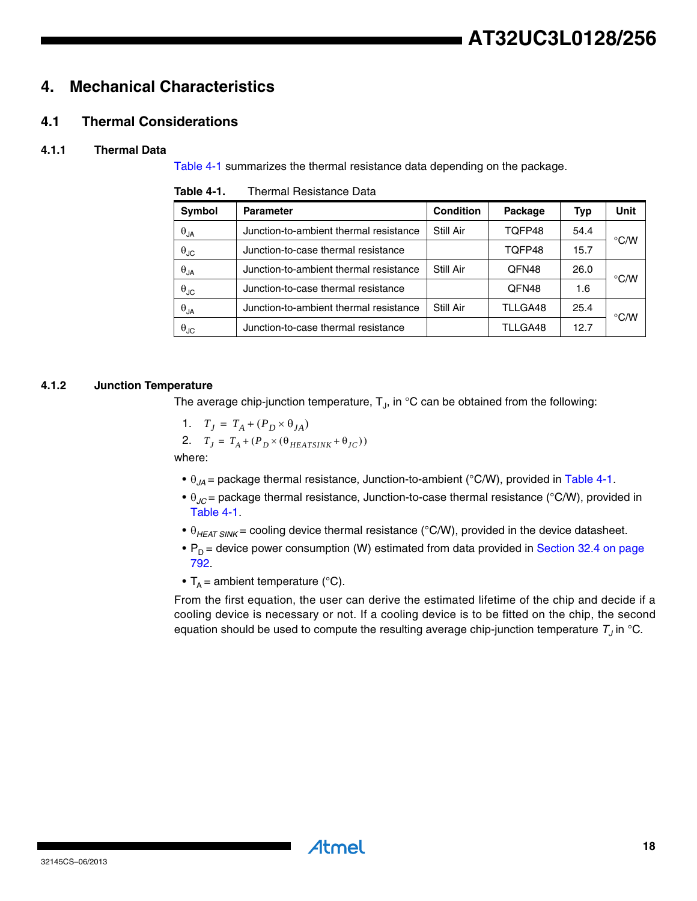# 4. Mechanical Characteristics

## 4.1 Thermal Considerations

### 4.1.1 Thermal Data

Table 4-1 summarizes the thermal resistance data depending on the package.

**Table 4-1.** Thermal Resistance Data

| Symbol | Parameter | Condition | Package | Typ | Unit |
|---|---|---|---|---|---|
| $\theta_{JA}$ | Junction-to-ambient thermal resistance | Still Air | TQFP48 | 54.4 | °C/W |
| $\theta_{JC}$ | Junction-to-case thermal resistance | | TQFP48 | 15.7 | |
| $\theta_{JA}$ | Junction-to-ambient thermal resistance | Still Air | QFN48 | 26.0 | °C/W |
| $\theta_{JC}$ | Junction-to-case thermal resistance | | QFN48 | 1.6 | |
| $\theta_{JA}$ | Junction-to-ambient thermal resistance | Still Air | TLLGA48 | 25.4 | °C/W |
| $\theta_{JC}$ | Junction-to-case thermal resistance | | TLLGA48 | 12.7 | |

### 4.1.2 Junction Temperature

The average chip-junction temperature, $T_J$, in °C can be obtained from the following:

1. $T_J = T_A + (P_D \times \theta_{JA})$
2. $T_J = T_A + (P_D \times (\theta_{HEATSINK} + \theta_{JC}))$

where:

- $\theta_{JA}$ = package thermal resistance, Junction-to-ambient (°C/W), provided in Table 4-1.
- $\theta_{JC}$ = package thermal resistance, Junction-to-case thermal resistance (°C/W), provided in Table 4-1.
- $\theta_{HEAT\ SINK}$ = cooling device thermal resistance (°C/W), provided in the device datasheet.
- $P_D$ = device power consumption (W) estimated from data provided in Section 32.4 on page 792.
- $T_A$ = ambient temperature (°C).

From the first equation, the user can derive the estimated lifetime of the chip and decide if a cooling device is necessary or not. If a cooling device is to be fitted on the chip, the second equation should be used to compute the resulting average chip-junction temperature $T_J$ in °C.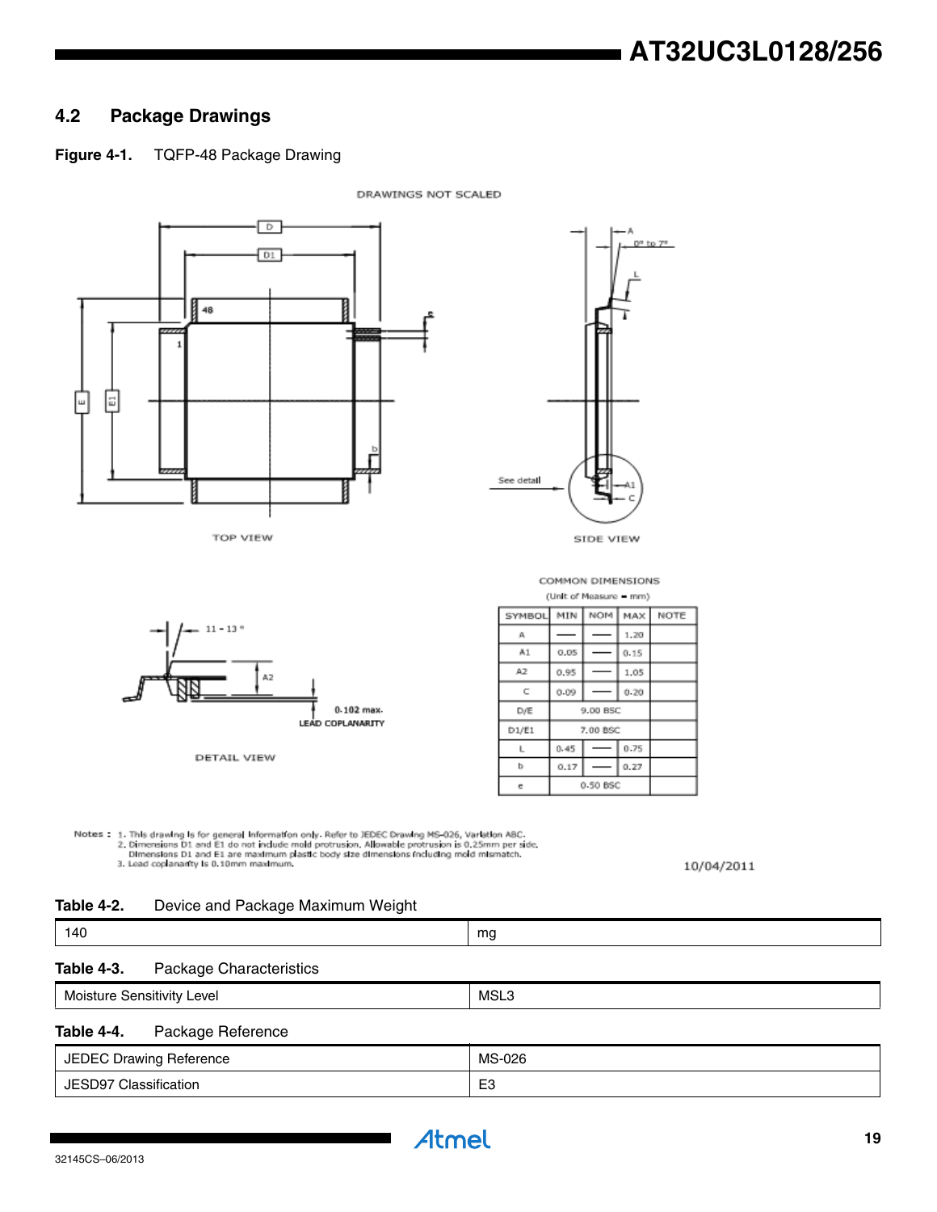## 4.2 Package Drawings

**Figure 4-1.** TQFP-48 Package Drawing

DRAWINGS NOT SCALED

TOP VIEW

SIDE VIEW

DETAIL VIEW

COMMON DIMENSIONS

(Unit of Measure = mm)

| SYMBOL | MIN | NOM | MAX | NOTE |
|---|---|---|---|---|
| A | — | — | 1.20 | |
| A1 | 0.05 | — | 0.15 | |
| A2 | 0.95 | — | 1.05 | |
| C | 0.09 | — | 0.20 | |
| D/E | 9.00 BSC | | | |
| D1/E1 | 7.00 BSC | | | |
| L | 0.45 | — | 0.75 | |
| b | 0.17 | — | 0.27 | |
| e | 0.50 BSC | | | |

Notes :
1. This drawing is for general information only. Refer to JEDEC Drawing MS-026, Variation ABC.
2. Dimensions D1 and E1 do not include mold protrusion. Allowable protrusion is 0.25mm per side. Dimensions D1 and E1 are maximum plastic body size dimensions including mold mismatch.
3. Lead coplanarity is 0.10mm maximum.

10/04/2011

**Table 4-2.** Device and Package Maximum Weight

| 140 | mg |
|---|---|

**Table 4-3.** Package Characteristics

| Moisture Sensitivity Level | MSL3 |
|---|---|

**Table 4-4.** Package Reference

| JEDEC Drawing Reference | MS-026 |
|---|---|
| JESD97 Classification | E3 |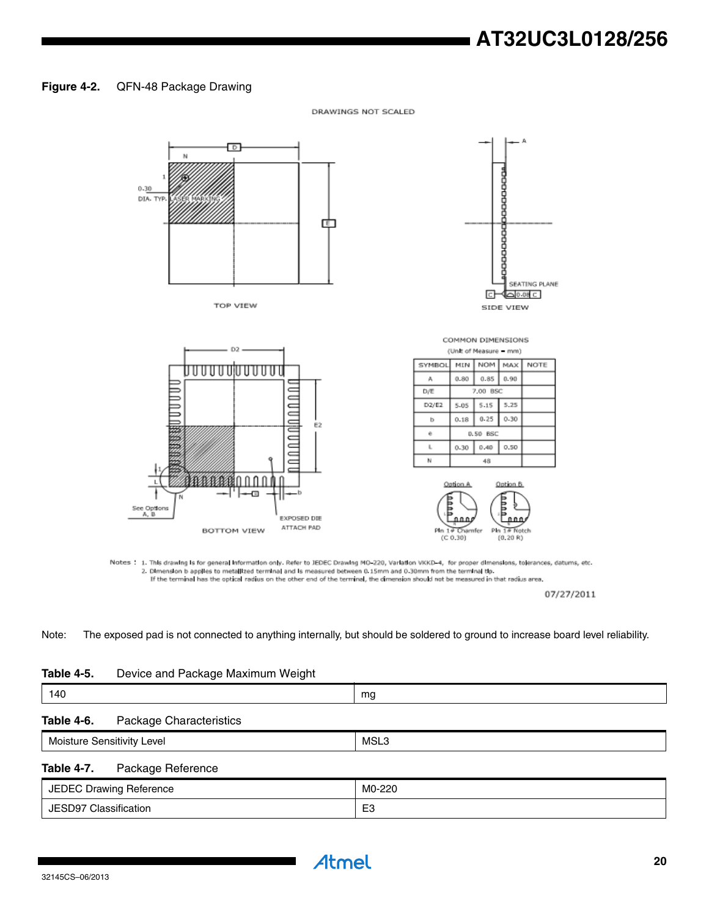**Figure 4-2.** QFN-48 Package Drawing

DRAWINGS NOT SCALED

TOP VIEW

SIDE VIEW

BOTTOM VIEW

COMMON DIMENSIONS

(Unit of Measure = mm)

| SYMBOL | MIN | NOM | MAX | NOTE |
|---|---|---|---|---|
| A | 0.80 | 0.85 | 0.90 | |
| D/E | | 7.00 BSC | | |
| D2/E2 | 5.05 | 5.15 | 5.25 | |
| b | 0.18 | 0.25 | 0.30 | |
| e | | 0.50 BSC | | |
| L | 0.30 | 0.40 | 0.50 | |
| N | | 48 | | |

Option A: Pin 1# Chamfer (C 0.30)

Option B: Pin 1# Notch (0.20 R)

Notes :
1. This drawing is for general information only. Refer to JEDEC Drawing MO-220, Variation VKKD-4, for proper dimensions, tolerances, datums, etc.
2. Dimension b applies to metallized terminal and is measured between 0.15mm and 0.30mm from the terminal tip. If the terminal has the optical radius on the other end of the terminal, the dimension should not be measured in that radius area.

07/27/2011

Note: The exposed pad is not connected to anything internally, but should be soldered to ground to increase board level reliability.

**Table 4-5.** Device and Package Maximum Weight

| 140 | mg |
|---|---|

**Table 4-6.** Package Characteristics

| Moisture Sensitivity Level | MSL3 |
|---|---|

**Table 4-7.** Package Reference

| JEDEC Drawing Reference | M0-220 |
|---|---|
| JESD97 Classification | E3 |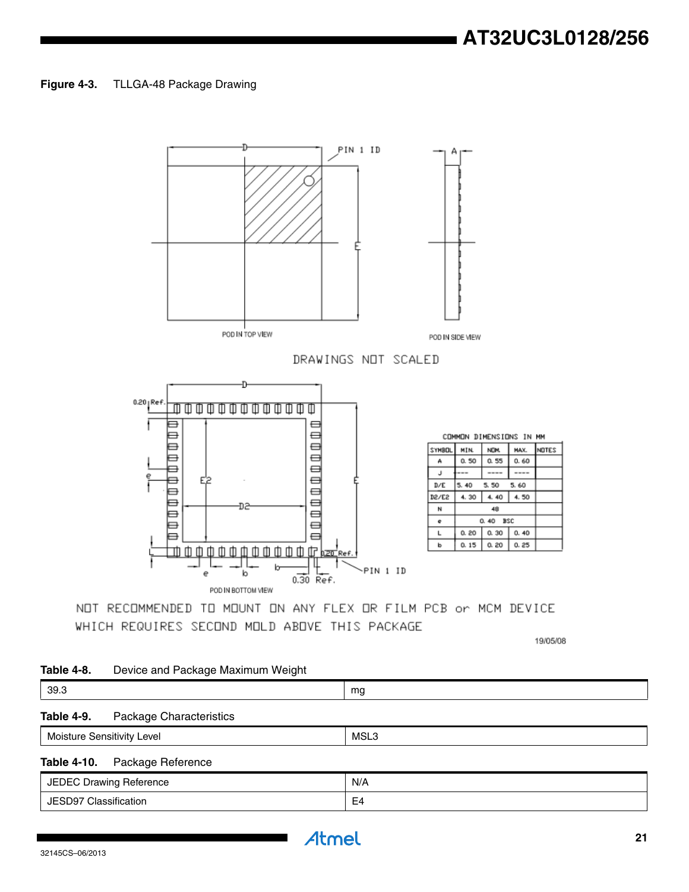**Figure 4-3.** TLLGA-48 Package Drawing

POD IN TOP VIEW

POD IN SIDE VIEW

DRAWINGS NOT SCALED

POD IN BOTTOM VIEW

COMMON DIMENSIONS IN MM

| SYMBOL | MIN. | NOM. | MAX. | NOTES |
|---|---|---|---|---|
| A | 0.50 | 0.55 | 0.60 | |
| J | ---- | ---- | ---- | |
| D/E | 5.40 | 5.50 | 5.60 | |
| D2/E2 | 4.30 | 4.40 | 4.50 | |
| N | | 48 | | |
| e | | 0.40 BSC | | |
| L | 0.20 | 0.30 | 0.40 | |
| b | 0.15 | 0.20 | 0.25 | |

NOT RECOMMENDED TO MOUNT ON ANY FLEX OR FILM PCB or MCM DEVICE WHICH REQUIRES SECOND MOLD ABOVE THIS PACKAGE

19/05/08

**Table 4-8.** Device and Package Maximum Weight

| | |
|---|---|
| 39.3 | mg |

**Table 4-9.** Package Characteristics

| | |
|---|---|
| Moisture Sensitivity Level | MSL3 |

**Table 4-10.** Package Reference

| | |
|---|---|
| JEDEC Drawing Reference | N/A |
| JESD97 Classification | E4 |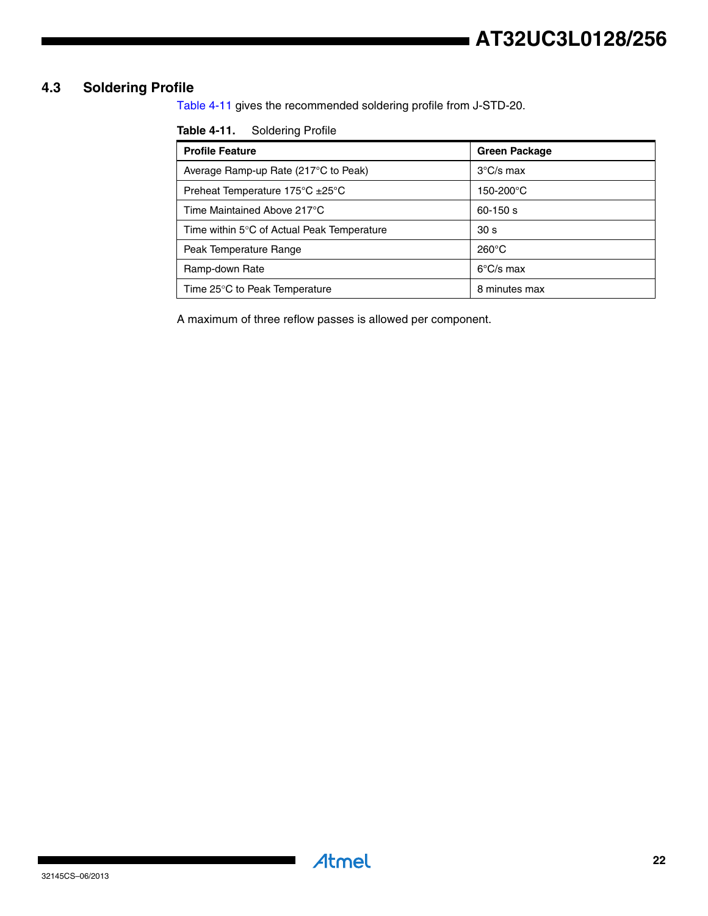## 4.3 Soldering Profile

Table 4-11 gives the recommended soldering profile from J-STD-20.

**Table 4-11.** Soldering Profile

| Profile Feature | Green Package |
|---|---|
| Average Ramp-up Rate (217°C to Peak) | 3°C/s max |
| Preheat Temperature 175°C ±25°C | 150-200°C |
| Time Maintained Above 217°C | 60-150 s |
| Time within 5°C of Actual Peak Temperature | 30 s |
| Peak Temperature Range | 260°C |
| Ramp-down Rate | 6°C/s max |
| Time 25°C to Peak Temperature | 8 minutes max |

A maximum of three reflow passes is allowed per component.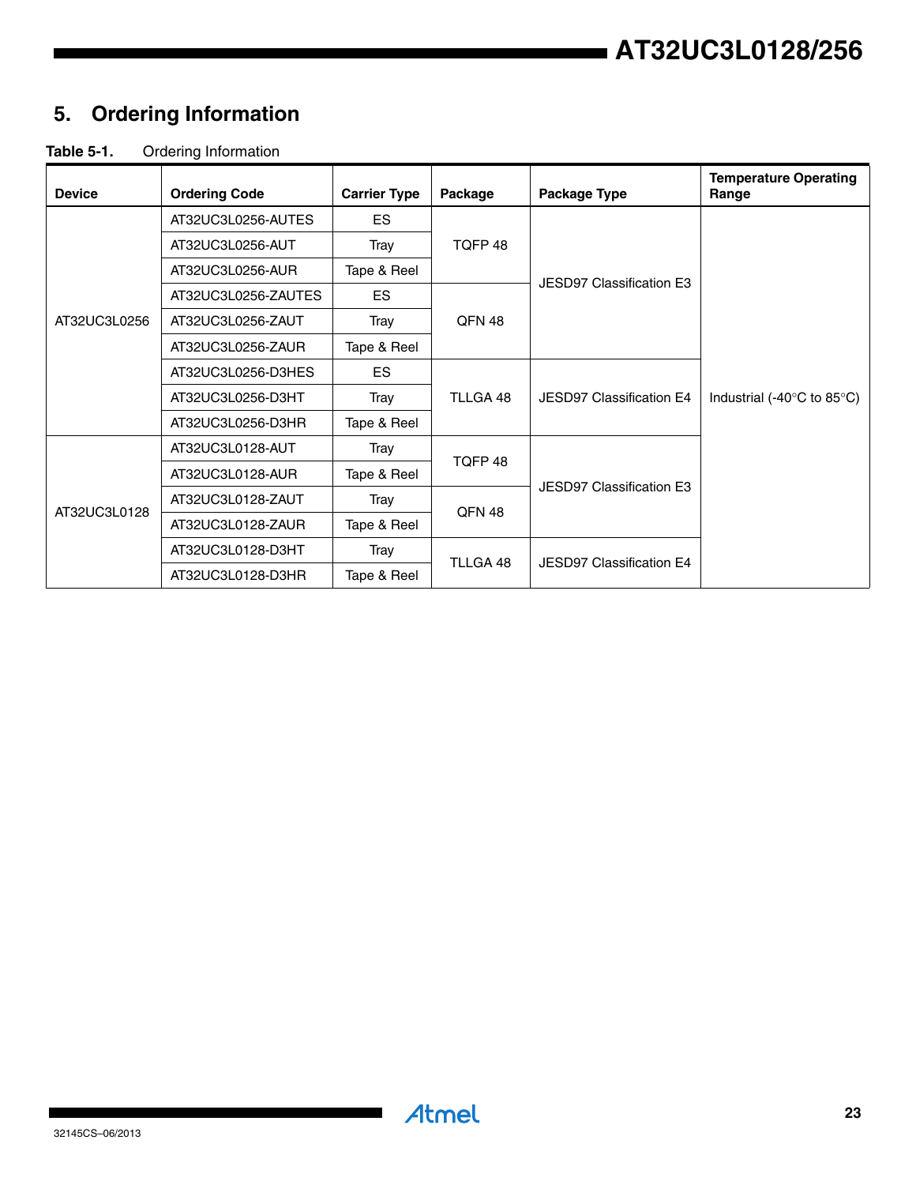# 5. Ordering Information

**Table 5-1.** Ordering Information

| Device | Ordering Code | Carrier Type | Package | Package Type | Temperature Operating Range |
|---|---|---|---|---|---|
| AT32UC3L0256 | AT32UC3L0256-AUTES | ES | TQFP 48 | JESD97 Classification E3 | Industrial (-40°C to 85°C) |
| | AT32UC3L0256-AUT | Tray | | | |
| | AT32UC3L0256-AUR | Tape & Reel | | | |
| | AT32UC3L0256-ZAUTES | ES | QFN 48 | | |
| | AT32UC3L0256-ZAUT | Tray | | | |
| | AT32UC3L0256-ZAUR | Tape & Reel | | | |
| | AT32UC3L0256-D3HES | ES | TLLGA 48 | JESD97 Classification E4 | |
| | AT32UC3L0256-D3HT | Tray | | | |
| | AT32UC3L0256-D3HR | Tape & Reel | | | |
| AT32UC3L0128 | AT32UC3L0128-AUT | Tray | TQFP 48 | JESD97 Classification E3 | |
| | AT32UC3L0128-AUR | Tape & Reel | | | |
| | AT32UC3L0128-ZAUT | Tray | QFN 48 | | |
| | AT32UC3L0128-ZAUR | Tape & Reel | | | |
| | AT32UC3L0128-D3HT | Tray | TLLGA 48 | JESD97 Classification E4 | |
| | AT32UC3L0128-D3HR | Tape & Reel | | | |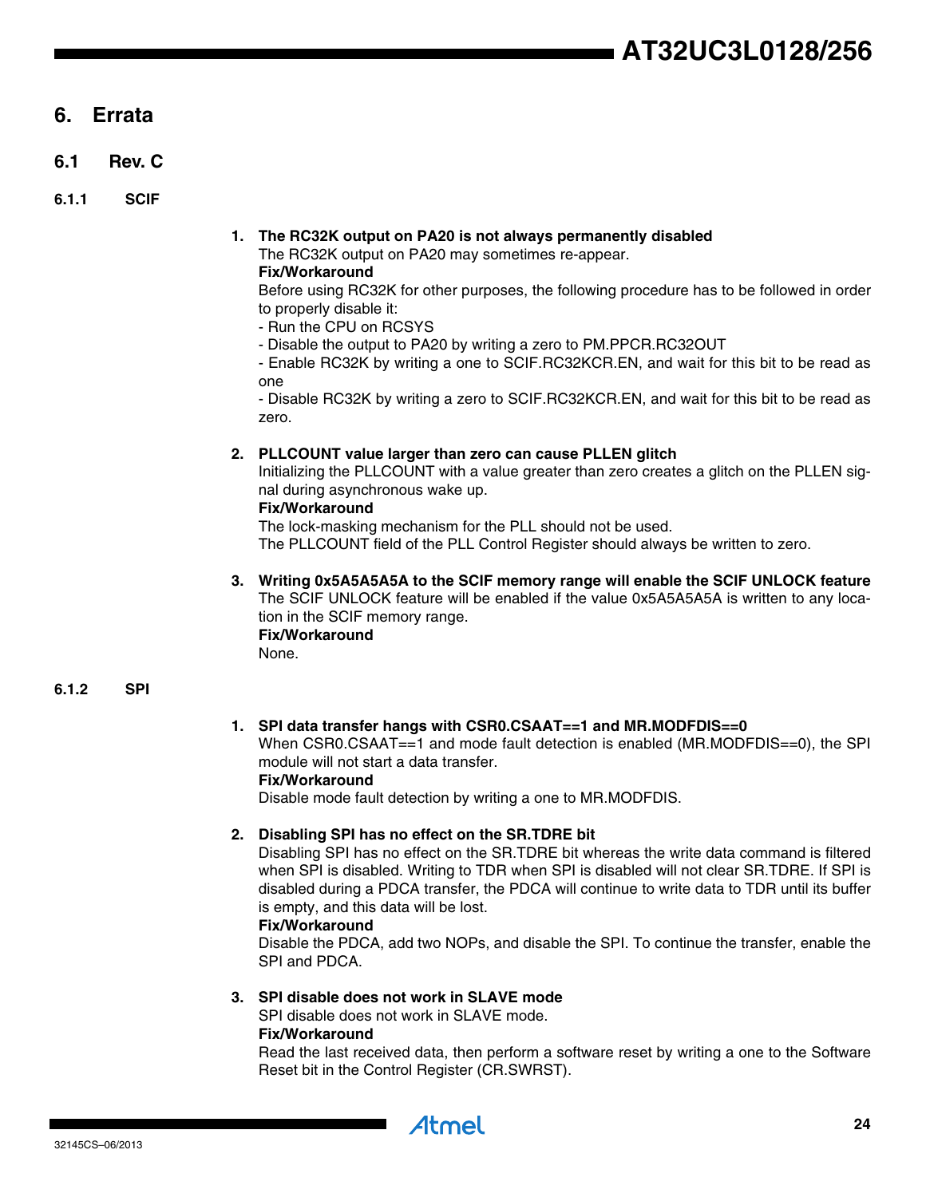# 6. Errata

## 6.1 Rev. C

### 6.1.1 SCIF

1. **The RC32K output on PA20 is not always permanently disabled**
   The RC32K output on PA20 may sometimes re-appear.
   **Fix/Workaround**
   Before using RC32K for other purposes, the following procedure has to be followed in order to properly disable it:
   - Run the CPU on RCSYS
   - Disable the output to PA20 by writing a zero to PM.PPCR.RC32OUT
   - Enable RC32K by writing a one to SCIF.RC32KCR.EN, and wait for this bit to be read as one
   - Disable RC32K by writing a zero to SCIF.RC32KCR.EN, and wait for this bit to be read as zero.

2. **PLLCOUNT value larger than zero can cause PLLEN glitch**
   Initializing the PLLCOUNT with a value greater than zero creates a glitch on the PLLEN signal during asynchronous wake up.
   **Fix/Workaround**
   The lock-masking mechanism for the PLL should not be used.
   The PLLCOUNT field of the PLL Control Register should always be written to zero.

3. **Writing 0x5A5A5A5A to the SCIF memory range will enable the SCIF UNLOCK feature**
   The SCIF UNLOCK feature will be enabled if the value 0x5A5A5A5A is written to any location in the SCIF memory range.
   **Fix/Workaround**
   None.

### 6.1.2 SPI

1. **SPI data transfer hangs with CSR0.CSAAT==1 and MR.MODFDIS==0**
   When CSR0.CSAAT==1 and mode fault detection is enabled (MR.MODFDIS==0), the SPI module will not start a data transfer.
   **Fix/Workaround**
   Disable mode fault detection by writing a one to MR.MODFDIS.

2. **Disabling SPI has no effect on the SR.TDRE bit**
   Disabling SPI has no effect on the SR.TDRE bit whereas the write data command is filtered when SPI is disabled. Writing to TDR when SPI is disabled will not clear SR.TDRE. If SPI is disabled during a PDCA transfer, the PDCA will continue to write data to TDR until its buffer is empty, and this data will be lost.
   **Fix/Workaround**
   Disable the PDCA, add two NOPs, and disable the SPI. To continue the transfer, enable the SPI and PDCA.

3. **SPI disable does not work in SLAVE mode**
   SPI disable does not work in SLAVE mode.
   **Fix/Workaround**
   Read the last received data, then perform a software reset by writing a one to the Software Reset bit in the Control Register (CR.SWRST).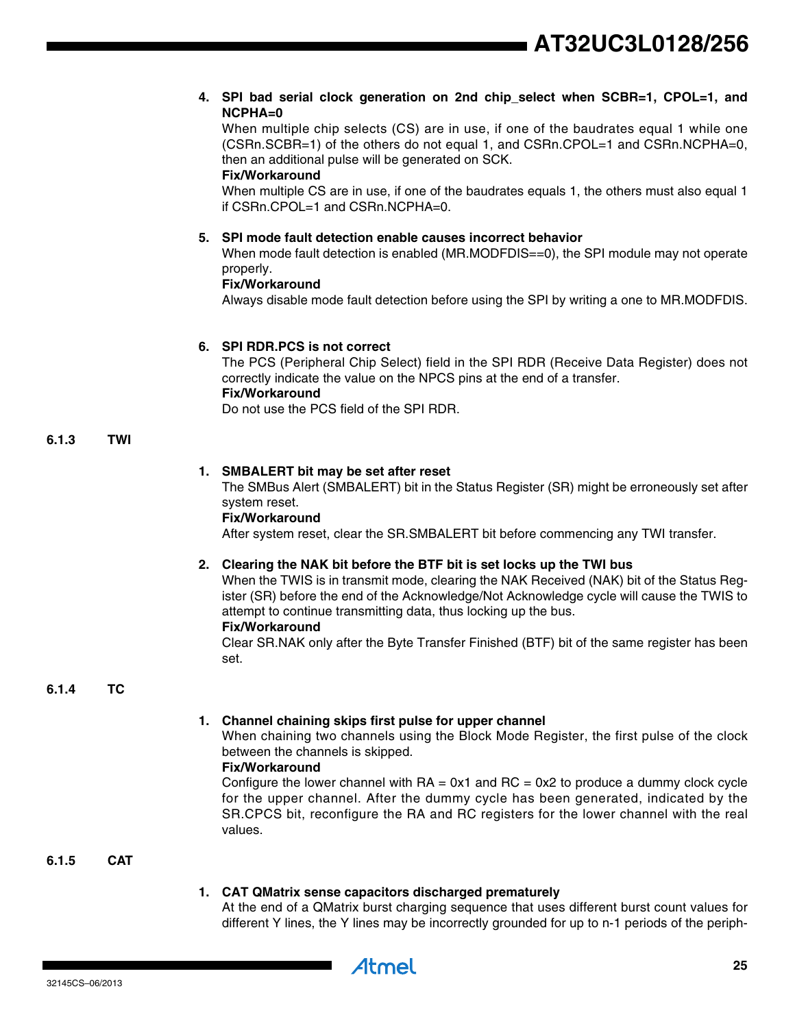4. **SPI bad serial clock generation on 2nd chip_select when SCBR=1, CPOL=1, and NCPHA=0**
   When multiple chip selects (CS) are in use, if one of the baudrates equal 1 while one (CSRn.SCBR=1) of the others do not equal 1, and CSRn.CPOL=1 and CSRn.NCPHA=0, then an additional pulse will be generated on SCK.
   **Fix/Workaround**
   When multiple CS are in use, if one of the baudrates equals 1, the others must also equal 1 if CSRn.CPOL=1 and CSRn.NCPHA=0.

5. **SPI mode fault detection enable causes incorrect behavior**
   When mode fault detection is enabled (MR.MODFDIS==0), the SPI module may not operate properly.
   **Fix/Workaround**
   Always disable mode fault detection before using the SPI by writing a one to MR.MODFDIS.

6. **SPI RDR.PCS is not correct**
   The PCS (Peripheral Chip Select) field in the SPI RDR (Receive Data Register) does not correctly indicate the value on the NPCS pins at the end of a transfer.
   **Fix/Workaround**
   Do not use the PCS field of the SPI RDR.

### 6.1.3 TWI

1. **SMBALERT bit may be set after reset**
   The SMBus Alert (SMBALERT) bit in the Status Register (SR) might be erroneously set after system reset.
   **Fix/Workaround**
   After system reset, clear the SR.SMBALERT bit before commencing any TWI transfer.

2. **Clearing the NAK bit before the BTF bit is set locks up the TWI bus**
   When the TWIS is in transmit mode, clearing the NAK Received (NAK) bit of the Status Register (SR) before the end of the Acknowledge/Not Acknowledge cycle will cause the TWIS to attempt to continue transmitting data, thus locking up the bus.
   **Fix/Workaround**
   Clear SR.NAK only after the Byte Transfer Finished (BTF) bit of the same register has been set.

### 6.1.4 TC

1. **Channel chaining skips first pulse for upper channel**
   When chaining two channels using the Block Mode Register, the first pulse of the clock between the channels is skipped.
   **Fix/Workaround**
   Configure the lower channel with RA = 0x1 and RC = 0x2 to produce a dummy clock cycle for the upper channel. After the dummy cycle has been generated, indicated by the SR.CPCS bit, reconfigure the RA and RC registers for the lower channel with the real values.

### 6.1.5 CAT

1. **CAT QMatrix sense capacitors discharged prematurely**
   At the end of a QMatrix burst charging sequence that uses different burst count values for different Y lines, the Y lines may be incorrectly grounded for up to n-1 periods of the periph-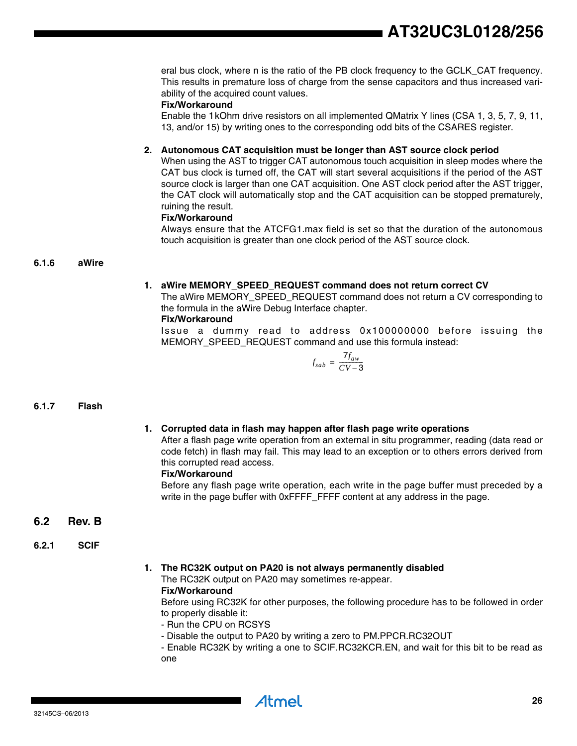eral bus clock, where n is the ratio of the PB clock frequency to the GCLK_CAT frequency. This results in premature loss of charge from the sense capacitors and thus increased variability of the acquired count values.

**Fix/Workaround**

Enable the 1kOhm drive resistors on all implemented QMatrix Y lines (CSA 1, 3, 5, 7, 9, 11, 13, and/or 15) by writing ones to the corresponding odd bits of the CSARES register.

2. **Autonomous CAT acquisition must be longer than AST source clock period**

   When using the AST to trigger CAT autonomous touch acquisition in sleep modes where the CAT bus clock is turned off, the CAT will start several acquisitions if the period of the AST source clock is larger than one CAT acquisition. One AST clock period after the AST trigger, the CAT clock will automatically stop and the CAT acquisition can be stopped prematurely, ruining the result.

   **Fix/Workaround**

   Always ensure that the ATCFG1.max field is set so that the duration of the autonomous touch acquisition is greater than one clock period of the AST source clock.

### 6.1.6 aWire

1. **aWire MEMORY_SPEED_REQUEST command does not return correct CV**

   The aWire MEMORY_SPEED_REQUEST command does not return a CV corresponding to the formula in the aWire Debug Interface chapter.

   **Fix/Workaround**

   Issue a dummy read to address 0x100000000 before issuing the MEMORY_SPEED_REQUEST command and use this formula instead:

$$f_{sab} = \frac{7f_{aw}}{CV - 3}$$

### 6.1.7 Flash

1. **Corrupted data in flash may happen after flash page write operations**

   After a flash page write operation from an external in situ programmer, reading (data read or code fetch) in flash may fail. This may lead to an exception or to others errors derived from this corrupted read access.

   **Fix/Workaround**

   Before any flash page write operation, each write in the page buffer must preceded by a write in the page buffer with 0xFFFF_FFFF content at any address in the page.

## 6.2 Rev. B

### 6.2.1 SCIF

1. **The RC32K output on PA20 is not always permanently disabled**

   The RC32K output on PA20 may sometimes re-appear.

   **Fix/Workaround**

   Before using RC32K for other purposes, the following procedure has to be followed in order to properly disable it:

   - Run the CPU on RCSYS
   - Disable the output to PA20 by writing a zero to PM.PPCR.RC32OUT
   - Enable RC32K by writing a one to SCIF.RC32KCR.EN, and wait for this bit to be read as one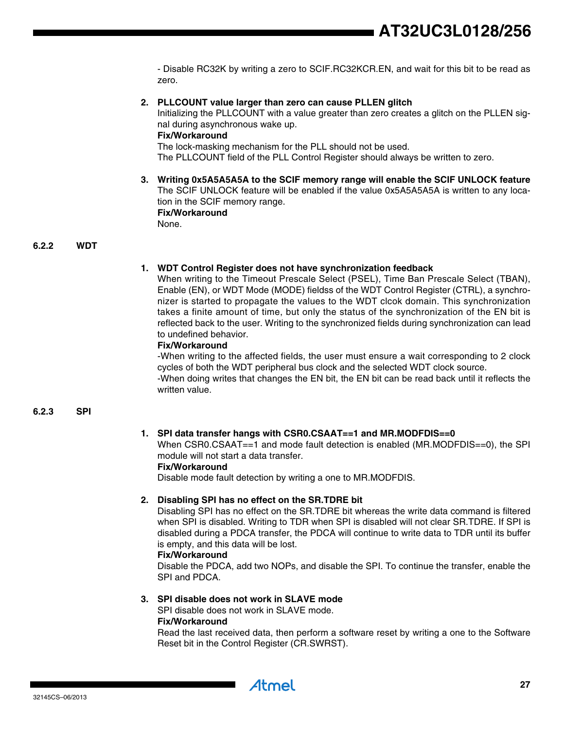- Disable RC32K by writing a zero to SCIF.RC32KCR.EN, and wait for this bit to be read as zero.

2. **PLLCOUNT value larger than zero can cause PLLEN glitch**
   Initializing the PLLCOUNT with a value greater than zero creates a glitch on the PLLEN signal during asynchronous wake up.
   **Fix/Workaround**
   The lock-masking mechanism for the PLL should not be used.
   The PLLCOUNT field of the PLL Control Register should always be written to zero.

3. **Writing 0x5A5A5A5A to the SCIF memory range will enable the SCIF UNLOCK feature**
   The SCIF UNLOCK feature will be enabled if the value 0x5A5A5A5A is written to any location in the SCIF memory range.
   **Fix/Workaround**
   None.

### 6.2.2 WDT

1. **WDT Control Register does not have synchronization feedback**
   When writing to the Timeout Prescale Select (PSEL), Time Ban Prescale Select (TBAN), Enable (EN), or WDT Mode (MODE) fieldss of the WDT Control Register (CTRL), a synchronizer is started to propagate the values to the WDT clcok domain. This synchronization takes a finite amount of time, but only the status of the synchronization of the EN bit is reflected back to the user. Writing to the synchronized fields during synchronization can lead to undefined behavior.
   **Fix/Workaround**
   -When writing to the affected fields, the user must ensure a wait corresponding to 2 clock cycles of both the WDT peripheral bus clock and the selected WDT clock source.
   -When doing writes that changes the EN bit, the EN bit can be read back until it reflects the written value.

### 6.2.3 SPI

1. **SPI data transfer hangs with CSR0.CSAAT==1 and MR.MODFDIS==0**
   When CSR0.CSAAT==1 and mode fault detection is enabled (MR.MODFDIS==0), the SPI module will not start a data transfer.
   **Fix/Workaround**
   Disable mode fault detection by writing a one to MR.MODFDIS.

2. **Disabling SPI has no effect on the SR.TDRE bit**
   Disabling SPI has no effect on the SR.TDRE bit whereas the write data command is filtered when SPI is disabled. Writing to TDR when SPI is disabled will not clear SR.TDRE. If SPI is disabled during a PDCA transfer, the PDCA will continue to write data to TDR until its buffer is empty, and this data will be lost.
   **Fix/Workaround**
   Disable the PDCA, add two NOPs, and disable the SPI. To continue the transfer, enable the SPI and PDCA.

3. **SPI disable does not work in SLAVE mode**
   SPI disable does not work in SLAVE mode.
   **Fix/Workaround**
   Read the last received data, then perform a software reset by writing a one to the Software Reset bit in the Control Register (CR.SWRST).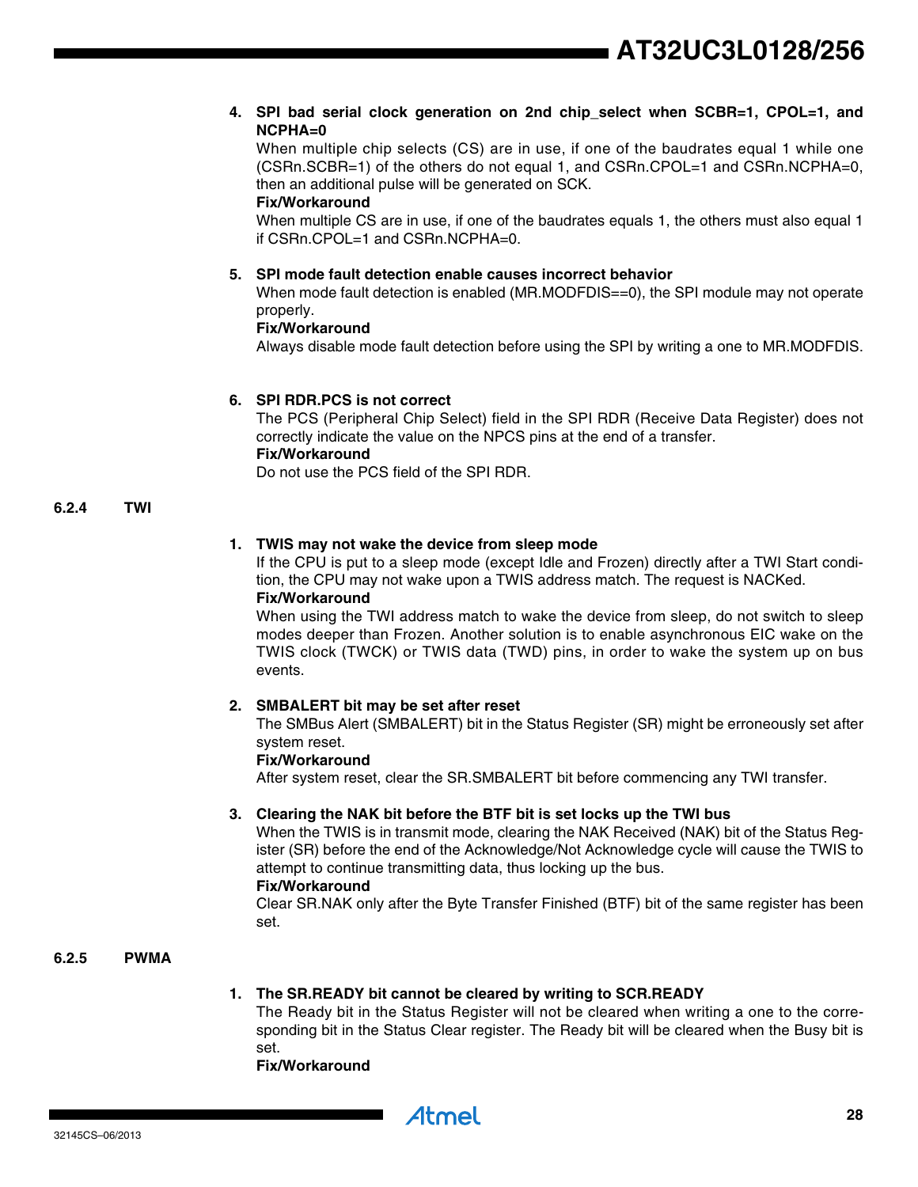4. **SPI bad serial clock generation on 2nd chip_select when SCBR=1, CPOL=1, and NCPHA=0**
   When multiple chip selects (CS) are in use, if one of the baudrates equal 1 while one (CSRn.SCBR=1) of the others do not equal 1, and CSRn.CPOL=1 and CSRn.NCPHA=0, then an additional pulse will be generated on SCK.
   **Fix/Workaround**
   When multiple CS are in use, if one of the baudrates equals 1, the others must also equal 1 if CSRn.CPOL=1 and CSRn.NCPHA=0.

5. **SPI mode fault detection enable causes incorrect behavior**
   When mode fault detection is enabled (MR.MODFDIS==0), the SPI module may not operate properly.
   **Fix/Workaround**
   Always disable mode fault detection before using the SPI by writing a one to MR.MODFDIS.

6. **SPI RDR.PCS is not correct**
   The PCS (Peripheral Chip Select) field in the SPI RDR (Receive Data Register) does not correctly indicate the value on the NPCS pins at the end of a transfer.
   **Fix/Workaround**
   Do not use the PCS field of the SPI RDR.

### 6.2.4 TWI

1. **TWIS may not wake the device from sleep mode**
   If the CPU is put to a sleep mode (except Idle and Frozen) directly after a TWI Start condition, the CPU may not wake upon a TWIS address match. The request is NACKed.
   **Fix/Workaround**
   When using the TWI address match to wake the device from sleep, do not switch to sleep modes deeper than Frozen. Another solution is to enable asynchronous EIC wake on the TWIS clock (TWCK) or TWIS data (TWD) pins, in order to wake the system up on bus events.

2. **SMBALERT bit may be set after reset**
   The SMBus Alert (SMBALERT) bit in the Status Register (SR) might be erroneously set after system reset.
   **Fix/Workaround**
   After system reset, clear the SR.SMBALERT bit before commencing any TWI transfer.

3. **Clearing the NAK bit before the BTF bit is set locks up the TWI bus**
   When the TWIS is in transmit mode, clearing the NAK Received (NAK) bit of the Status Register (SR) before the end of the Acknowledge/Not Acknowledge cycle will cause the TWIS to attempt to continue transmitting data, thus locking up the bus.
   **Fix/Workaround**
   Clear SR.NAK only after the Byte Transfer Finished (BTF) bit of the same register has been set.

### 6.2.5 PWMA

1. **The SR.READY bit cannot be cleared by writing to SCR.READY**
   The Ready bit in the Status Register will not be cleared when writing a one to the corresponding bit in the Status Clear register. The Ready bit will be cleared when the Busy bit is set.
   **Fix/Workaround**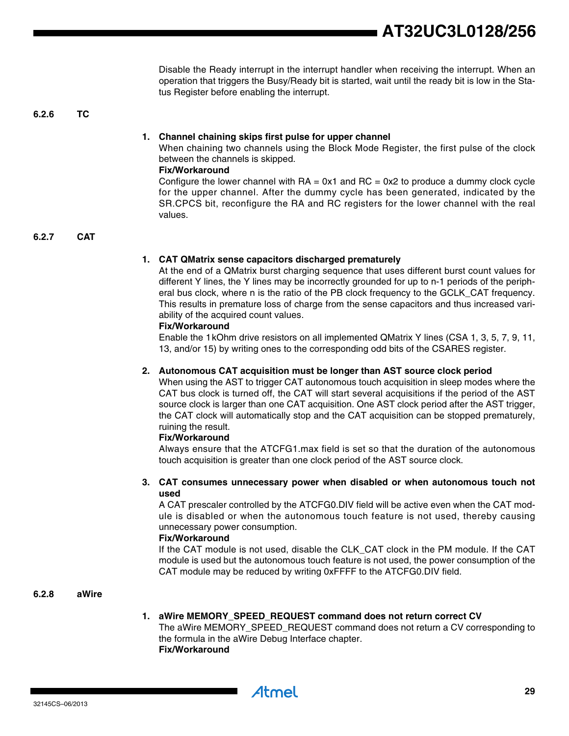Disable the Ready interrupt in the interrupt handler when receiving the interrupt. When an operation that triggers the Busy/Ready bit is started, wait until the ready bit is low in the Status Register before enabling the interrupt.

### 6.2.6 TC

1. **Channel chaining skips first pulse for upper channel**
   When chaining two channels using the Block Mode Register, the first pulse of the clock between the channels is skipped.
   **Fix/Workaround**
   Configure the lower channel with RA = 0x1 and RC = 0x2 to produce a dummy clock cycle for the upper channel. After the dummy cycle has been generated, indicated by the SR.CPCS bit, reconfigure the RA and RC registers for the lower channel with the real values.

### 6.2.7 CAT

1. **CAT QMatrix sense capacitors discharged prematurely**
   At the end of a QMatrix burst charging sequence that uses different burst count values for different Y lines, the Y lines may be incorrectly grounded for up to n-1 periods of the peripheral bus clock, where n is the ratio of the PB clock frequency to the GCLK_CAT frequency. This results in premature loss of charge from the sense capacitors and thus increased variability of the acquired count values.
   **Fix/Workaround**
   Enable the 1kOhm drive resistors on all implemented QMatrix Y lines (CSA 1, 3, 5, 7, 9, 11, 13, and/or 15) by writing ones to the corresponding odd bits of the CSARES register.

2. **Autonomous CAT acquisition must be longer than AST source clock period**
   When using the AST to trigger CAT autonomous touch acquisition in sleep modes where the CAT bus clock is turned off, the CAT will start several acquisitions if the period of the AST source clock is larger than one CAT acquisition. One AST clock period after the AST trigger, the CAT clock will automatically stop and the CAT acquisition can be stopped prematurely, ruining the result.
   **Fix/Workaround**
   Always ensure that the ATCFG1.max field is set so that the duration of the autonomous touch acquisition is greater than one clock period of the AST source clock.

3. **CAT consumes unnecessary power when disabled or when autonomous touch not used**
   A CAT prescaler controlled by the ATCFG0.DIV field will be active even when the CAT module is disabled or when the autonomous touch feature is not used, thereby causing unnecessary power consumption.
   **Fix/Workaround**
   If the CAT module is not used, disable the CLK_CAT clock in the PM module. If the CAT module is used but the autonomous touch feature is not used, the power consumption of the CAT module may be reduced by writing 0xFFFF to the ATCFG0.DIV field.

### 6.2.8 aWire

1. **aWire MEMORY_SPEED_REQUEST command does not return correct CV**
   The aWire MEMORY_SPEED_REQUEST command does not return a CV corresponding to the formula in the aWire Debug Interface chapter.
   **Fix/Workaround**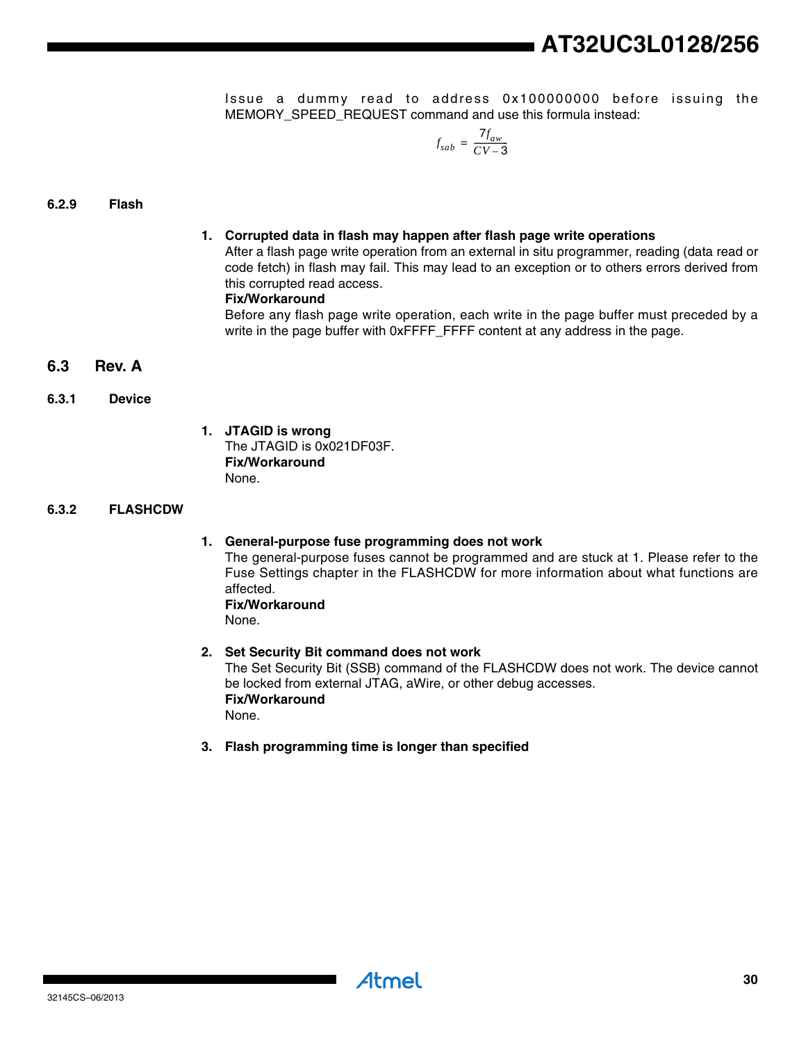Issue a dummy read to address 0x100000000 before issuing the MEMORY_SPEED_REQUEST command and use this formula instead:

$$f_{sab} = \frac{7f_{aw}}{CV - 3}$$

### 6.2.9 Flash

1. **Corrupted data in flash may happen after flash page write operations**
   After a flash page write operation from an external in situ programmer, reading (data read or code fetch) in flash may fail. This may lead to an exception or to others errors derived from this corrupted read access.
   **Fix/Workaround**
   Before any flash page write operation, each write in the page buffer must preceded by a write in the page buffer with 0xFFFF_FFFF content at any address in the page.

## 6.3 Rev. A

### 6.3.1 Device

1. **JTAGID is wrong**
   The JTAGID is 0x021DF03F.
   **Fix/Workaround**
   None.

### 6.3.2 FLASHCDW

1. **General-purpose fuse programming does not work**
   The general-purpose fuses cannot be programmed and are stuck at 1. Please refer to the Fuse Settings chapter in the FLASHCDW for more information about what functions are affected.
   **Fix/Workaround**
   None.

2. **Set Security Bit command does not work**
   The Set Security Bit (SSB) command of the FLASHCDW does not work. The device cannot be locked from external JTAG, aWire, or other debug accesses.
   **Fix/Workaround**
   None.

3. **Flash programming time is longer than specified**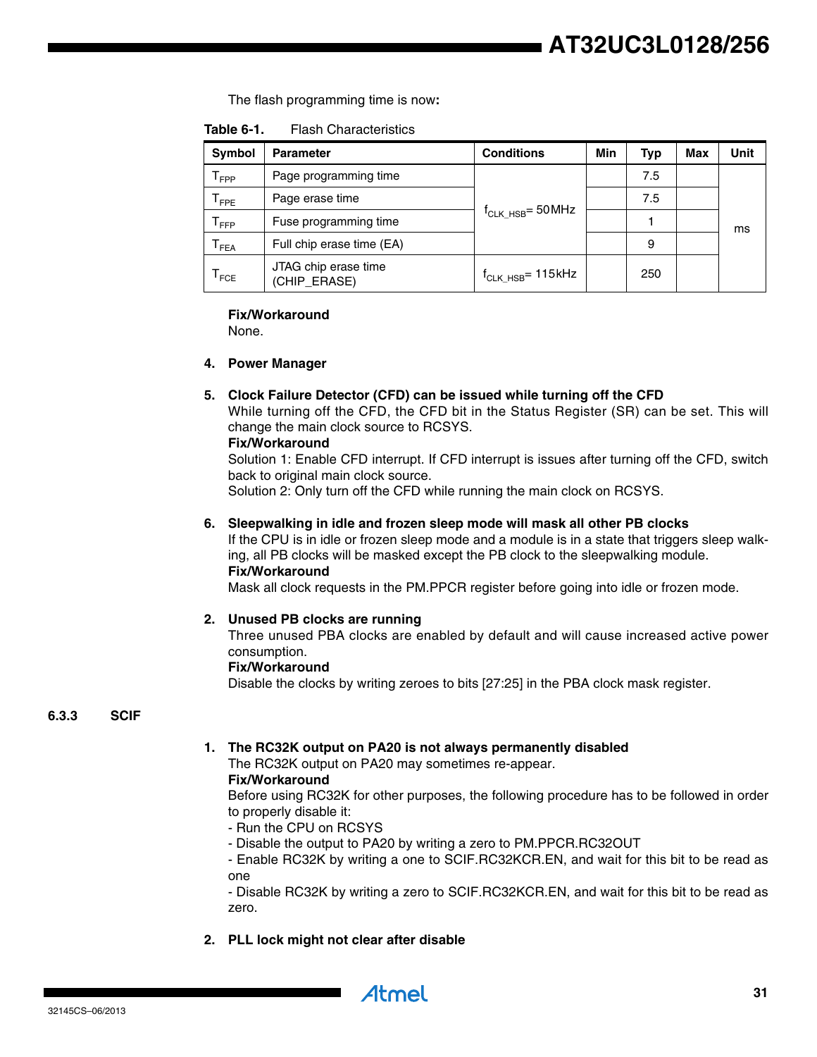The flash programming time is now**:**

**Table 6-1.** Flash Characteristics

| Symbol | Parameter | Conditions | Min | Typ | Max | Unit |
|---|---|---|---|---|---|---|
| $T_{FPP}$ | Page programming time | $f_{CLK\_HSB}$= 50MHz | | 7.5 | | ms |
| $T_{FPE}$ | Page erase time | | | 7.5 | | |
| $T_{FFP}$ | Fuse programming time | | | 1 | | |
| $T_{FEA}$ | Full chip erase time (EA) | | | 9 | | |
| $T_{FCE}$ | JTAG chip erase time (CHIP_ERASE) | $f_{CLK\_HSB}$= 115kHz | | 250 | | |

**Fix/Workaround**
None.

4. **Power Manager**

5. **Clock Failure Detector (CFD) can be issued while turning off the CFD**
While turning off the CFD, the CFD bit in the Status Register (SR) can be set. This will change the main clock source to RCSYS.
**Fix/Workaround**
Solution 1: Enable CFD interrupt. If CFD interrupt is issues after turning off the CFD, switch back to original main clock source.
Solution 2: Only turn off the CFD while running the main clock on RCSYS.

6. **Sleepwalking in idle and frozen sleep mode will mask all other PB clocks**
If the CPU is in idle or frozen sleep mode and a module is in a state that triggers sleep walking, all PB clocks will be masked except the PB clock to the sleepwalking module.
**Fix/Workaround**
Mask all clock requests in the PM.PPCR register before going into idle or frozen mode.

2. **Unused PB clocks are running**
Three unused PBA clocks are enabled by default and will cause increased active power consumption.
**Fix/Workaround**
Disable the clocks by writing zeroes to bits [27:25] in the PBA clock mask register.

### 6.3.3 SCIF

1. **The RC32K output on PA20 is not always permanently disabled**
The RC32K output on PA20 may sometimes re-appear.
**Fix/Workaround**
Before using RC32K for other purposes, the following procedure has to be followed in order to properly disable it:
- Run the CPU on RCSYS
- Disable the output to PA20 by writing a zero to PM.PPCR.RC32OUT
- Enable RC32K by writing a one to SCIF.RC32KCR.EN, and wait for this bit to be read as one
- Disable RC32K by writing a zero to SCIF.RC32KCR.EN, and wait for this bit to be read as zero.

2. **PLL lock might not clear after disable**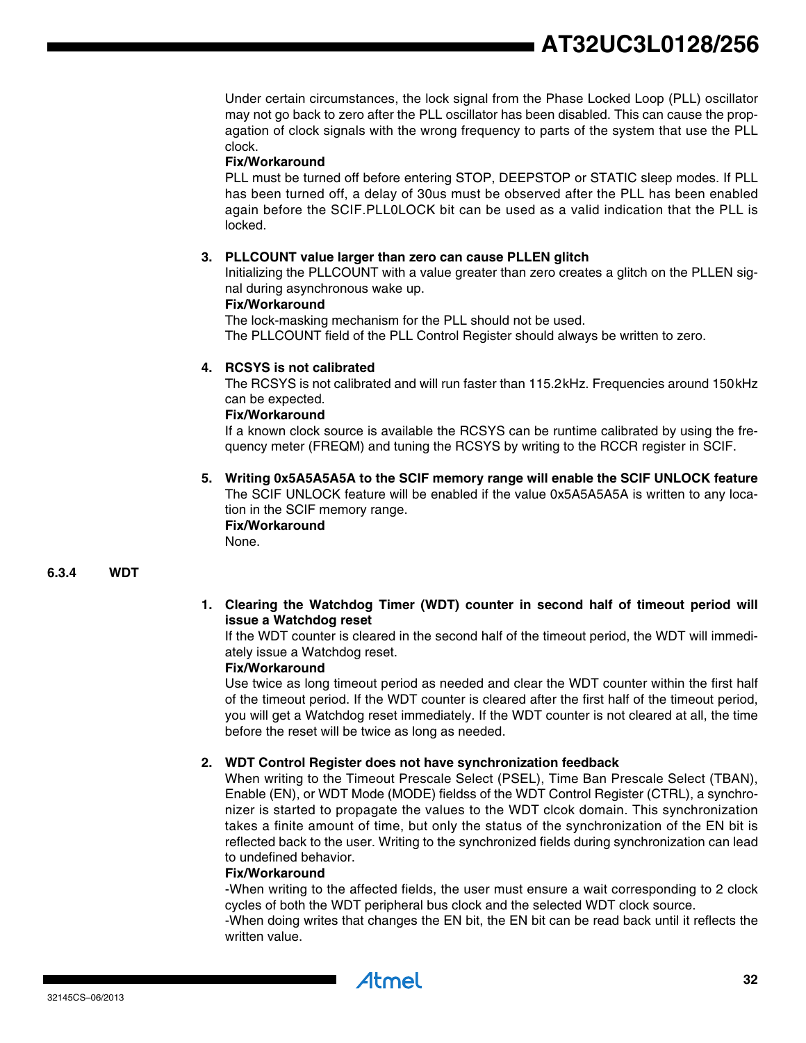Under certain circumstances, the lock signal from the Phase Locked Loop (PLL) oscillator may not go back to zero after the PLL oscillator has been disabled. This can cause the propagation of clock signals with the wrong frequency to parts of the system that use the PLL clock.

**Fix/Workaround**

PLL must be turned off before entering STOP, DEEPSTOP or STATIC sleep modes. If PLL has been turned off, a delay of 30us must be observed after the PLL has been enabled again before the SCIF.PLL0LOCK bit can be used as a valid indication that the PLL is locked.

3. **PLLCOUNT value larger than zero can cause PLLEN glitch**

   Initializing the PLLCOUNT with a value greater than zero creates a glitch on the PLLEN signal during asynchronous wake up.

   **Fix/Workaround**

   The lock-masking mechanism for the PLL should not be used.

   The PLLCOUNT field of the PLL Control Register should always be written to zero.

4. **RCSYS is not calibrated**

   The RCSYS is not calibrated and will run faster than 115.2kHz. Frequencies around 150kHz can be expected.

   **Fix/Workaround**

   If a known clock source is available the RCSYS can be runtime calibrated by using the frequency meter (FREQM) and tuning the RCSYS by writing to the RCCR register in SCIF.

5. **Writing 0x5A5A5A5A to the SCIF memory range will enable the SCIF UNLOCK feature**

   The SCIF UNLOCK feature will be enabled if the value 0x5A5A5A5A is written to any location in the SCIF memory range.

   **Fix/Workaround**

   None.

### 6.3.4 WDT

1. **Clearing the Watchdog Timer (WDT) counter in second half of timeout period will issue a Watchdog reset**

   If the WDT counter is cleared in the second half of the timeout period, the WDT will immediately issue a Watchdog reset.

   **Fix/Workaround**

   Use twice as long timeout period as needed and clear the WDT counter within the first half of the timeout period. If the WDT counter is cleared after the first half of the timeout period, you will get a Watchdog reset immediately. If the WDT counter is not cleared at all, the time before the reset will be twice as long as needed.

2. **WDT Control Register does not have synchronization feedback**

   When writing to the Timeout Prescale Select (PSEL), Time Ban Prescale Select (TBAN), Enable (EN), or WDT Mode (MODE) fieldss of the WDT Control Register (CTRL), a synchronizer is started to propagate the values to the WDT clcok domain. This synchronization takes a finite amount of time, but only the status of the synchronization of the EN bit is reflected back to the user. Writing to the synchronized fields during synchronization can lead to undefined behavior.

   **Fix/Workaround**

   -When writing to the affected fields, the user must ensure a wait corresponding to 2 clock cycles of both the WDT peripheral bus clock and the selected WDT clock source.

   -When doing writes that changes the EN bit, the EN bit can be read back until it reflects the written value.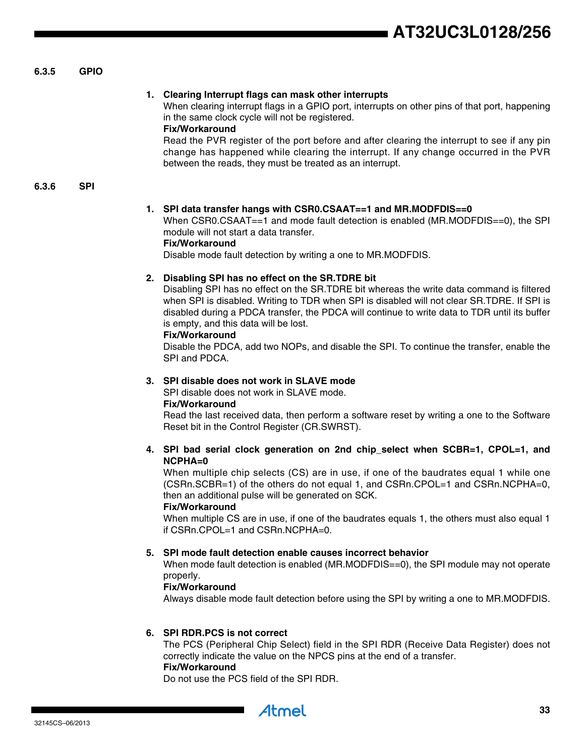### 6.3.5 GPIO

1. **Clearing Interrupt flags can mask other interrupts**
   When clearing interrupt flags in a GPIO port, interrupts on other pins of that port, happening in the same clock cycle will not be registered.
   **Fix/Workaround**
   Read the PVR register of the port before and after clearing the interrupt to see if any pin change has happened while clearing the interrupt. If any change occurred in the PVR between the reads, they must be treated as an interrupt.

### 6.3.6 SPI

1. **SPI data transfer hangs with CSR0.CSAAT==1 and MR.MODFDIS==0**
   When CSR0.CSAAT==1 and mode fault detection is enabled (MR.MODFDIS==0), the SPI module will not start a data transfer.
   **Fix/Workaround**
   Disable mode fault detection by writing a one to MR.MODFDIS.

2. **Disabling SPI has no effect on the SR.TDRE bit**
   Disabling SPI has no effect on the SR.TDRE bit whereas the write data command is filtered when SPI is disabled. Writing to TDR when SPI is disabled will not clear SR.TDRE. If SPI is disabled during a PDCA transfer, the PDCA will continue to write data to TDR until its buffer is empty, and this data will be lost.
   **Fix/Workaround**
   Disable the PDCA, add two NOPs, and disable the SPI. To continue the transfer, enable the SPI and PDCA.

3. **SPI disable does not work in SLAVE mode**
   SPI disable does not work in SLAVE mode.
   **Fix/Workaround**
   Read the last received data, then perform a software reset by writing a one to the Software Reset bit in the Control Register (CR.SWRST).

4. **SPI bad serial clock generation on 2nd chip_select when SCBR=1, CPOL=1, and NCPHA=0**
   When multiple chip selects (CS) are in use, if one of the baudrates equal 1 while one (CSRn.SCBR=1) of the others do not equal 1, and CSRn.CPOL=1 and CSRn.NCPHA=0, then an additional pulse will be generated on SCK.
   **Fix/Workaround**
   When multiple CS are in use, if one of the baudrates equals 1, the others must also equal 1 if CSRn.CPOL=1 and CSRn.NCPHA=0.

5. **SPI mode fault detection enable causes incorrect behavior**
   When mode fault detection is enabled (MR.MODFDIS==0), the SPI module may not operate properly.
   **Fix/Workaround**
   Always disable mode fault detection before using the SPI by writing a one to MR.MODFDIS.

6. **SPI RDR.PCS is not correct**
   The PCS (Peripheral Chip Select) field in the SPI RDR (Receive Data Register) does not correctly indicate the value on the NPCS pins at the end of a transfer.
   **Fix/Workaround**
   Do not use the PCS field of the SPI RDR.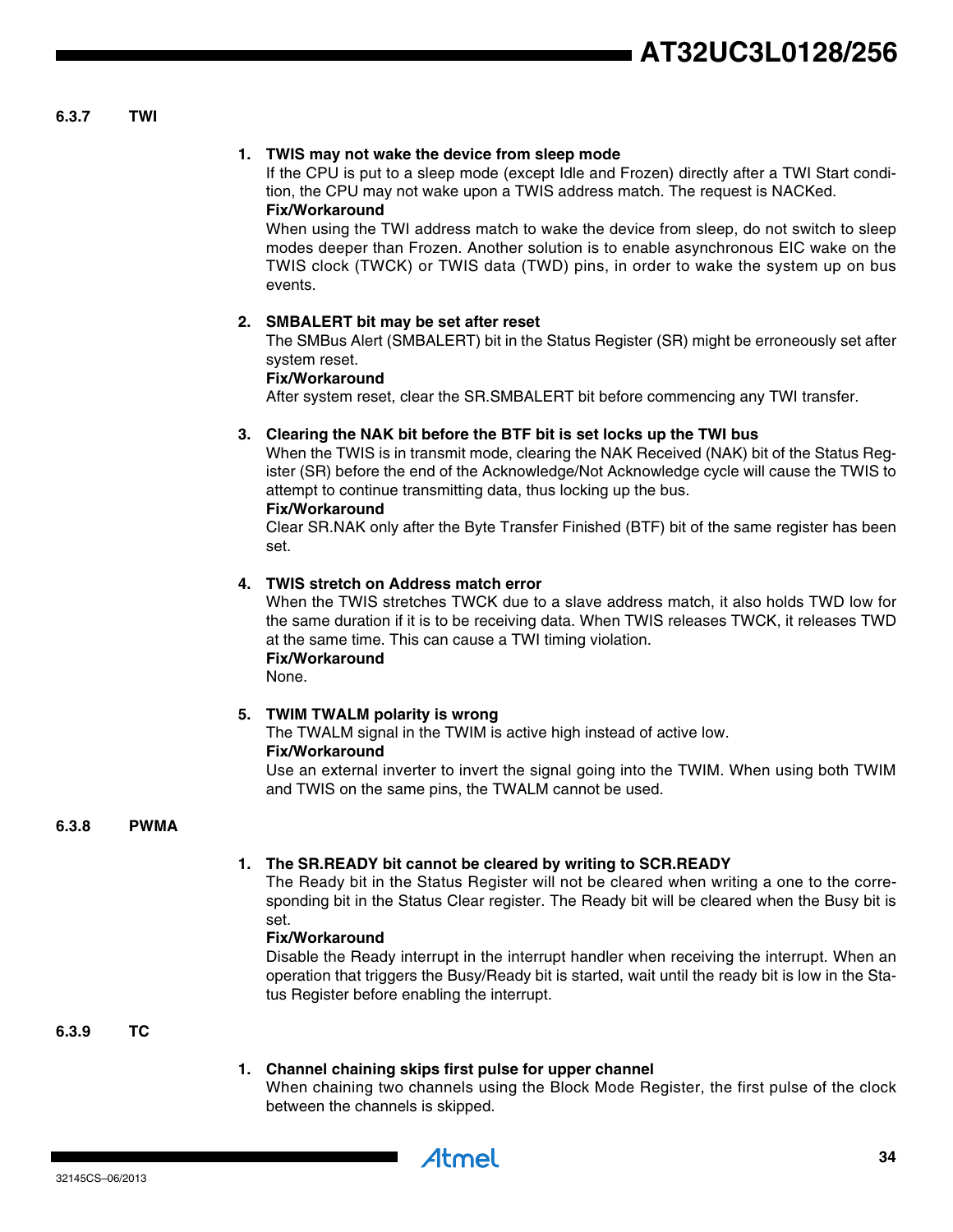### 6.3.7 TWI

1. **TWIS may not wake the device from sleep mode**
   If the CPU is put to a sleep mode (except Idle and Frozen) directly after a TWI Start condition, the CPU may not wake upon a TWIS address match. The request is NACKed.
   **Fix/Workaround**
   When using the TWI address match to wake the device from sleep, do not switch to sleep modes deeper than Frozen. Another solution is to enable asynchronous EIC wake on the TWIS clock (TWCK) or TWIS data (TWD) pins, in order to wake the system up on bus events.

2. **SMBALERT bit may be set after reset**
   The SMBus Alert (SMBALERT) bit in the Status Register (SR) might be erroneously set after system reset.
   **Fix/Workaround**
   After system reset, clear the SR.SMBALERT bit before commencing any TWI transfer.

3. **Clearing the NAK bit before the BTF bit is set locks up the TWI bus**
   When the TWIS is in transmit mode, clearing the NAK Received (NAK) bit of the Status Register (SR) before the end of the Acknowledge/Not Acknowledge cycle will cause the TWIS to attempt to continue transmitting data, thus locking up the bus.
   **Fix/Workaround**
   Clear SR.NAK only after the Byte Transfer Finished (BTF) bit of the same register has been set.

4. **TWIS stretch on Address match error**
   When the TWIS stretches TWCK due to a slave address match, it also holds TWD low for the same duration if it is to be receiving data. When TWIS releases TWCK, it releases TWD at the same time. This can cause a TWI timing violation.
   **Fix/Workaround**
   None.

5. **TWIM TWALM polarity is wrong**
   The TWALM signal in the TWIM is active high instead of active low.
   **Fix/Workaround**
   Use an external inverter to invert the signal going into the TWIM. When using both TWIM and TWIS on the same pins, the TWALM cannot be used.

### 6.3.8 PWMA

1. **The SR.READY bit cannot be cleared by writing to SCR.READY**
   The Ready bit in the Status Register will not be cleared when writing a one to the corresponding bit in the Status Clear register. The Ready bit will be cleared when the Busy bit is set.
   **Fix/Workaround**
   Disable the Ready interrupt in the interrupt handler when receiving the interrupt. When an operation that triggers the Busy/Ready bit is started, wait until the ready bit is low in the Status Register before enabling the interrupt.

### 6.3.9 TC

1. **Channel chaining skips first pulse for upper channel**
   When chaining two channels using the Block Mode Register, the first pulse of the clock between the channels is skipped.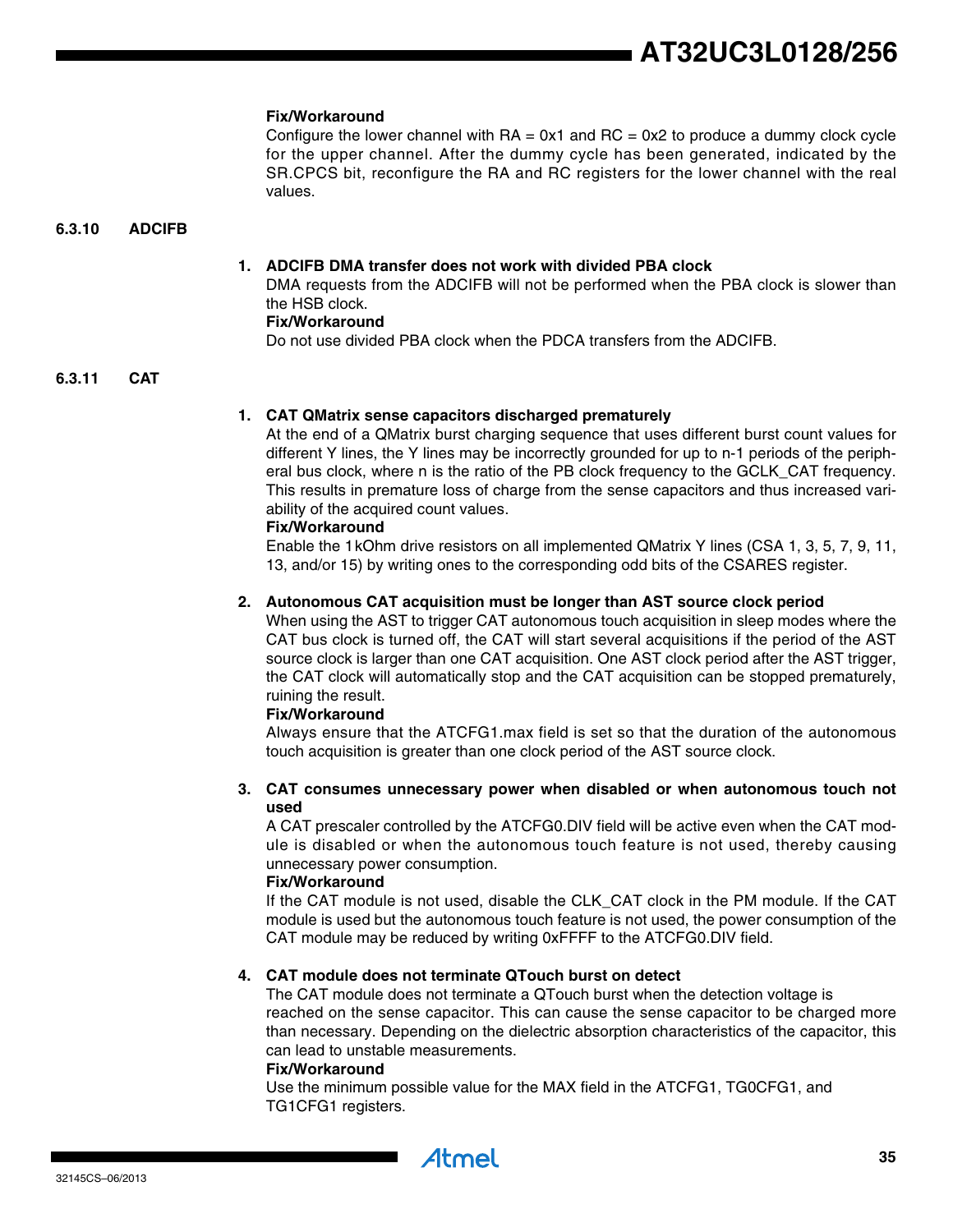**Fix/Workaround**

Configure the lower channel with RA = 0x1 and RC = 0x2 to produce a dummy clock cycle for the upper channel. After the dummy cycle has been generated, indicated by the SR.CPCS bit, reconfigure the RA and RC registers for the lower channel with the real values.

### 6.3.10 ADCIFB

**1. ADCIFB DMA transfer does not work with divided PBA clock**

DMA requests from the ADCIFB will not be performed when the PBA clock is slower than the HSB clock.

**Fix/Workaround**

Do not use divided PBA clock when the PDCA transfers from the ADCIFB.

### 6.3.11 CAT

**1. CAT QMatrix sense capacitors discharged prematurely**

At the end of a QMatrix burst charging sequence that uses different burst count values for different Y lines, the Y lines may be incorrectly grounded for up to n-1 periods of the peripheral bus clock, where n is the ratio of the PB clock frequency to the GCLK_CAT frequency. This results in premature loss of charge from the sense capacitors and thus increased variability of the acquired count values.

**Fix/Workaround**

Enable the 1kOhm drive resistors on all implemented QMatrix Y lines (CSA 1, 3, 5, 7, 9, 11, 13, and/or 15) by writing ones to the corresponding odd bits of the CSARES register.

**2. Autonomous CAT acquisition must be longer than AST source clock period**

When using the AST to trigger CAT autonomous touch acquisition in sleep modes where the CAT bus clock is turned off, the CAT will start several acquisitions if the period of the AST source clock is larger than one CAT acquisition. One AST clock period after the AST trigger, the CAT clock will automatically stop and the CAT acquisition can be stopped prematurely, ruining the result.

**Fix/Workaround**

Always ensure that the ATCFG1.max field is set so that the duration of the autonomous touch acquisition is greater than one clock period of the AST source clock.

**3. CAT consumes unnecessary power when disabled or when autonomous touch not used**

A CAT prescaler controlled by the ATCFG0.DIV field will be active even when the CAT module is disabled or when the autonomous touch feature is not used, thereby causing unnecessary power consumption.

**Fix/Workaround**

If the CAT module is not used, disable the CLK_CAT clock in the PM module. If the CAT module is used but the autonomous touch feature is not used, the power consumption of the CAT module may be reduced by writing 0xFFFF to the ATCFG0.DIV field.

**4. CAT module does not terminate QTouch burst on detect**

The CAT module does not terminate a QTouch burst when the detection voltage is reached on the sense capacitor. This can cause the sense capacitor to be charged more than necessary. Depending on the dielectric absorption characteristics of the capacitor, this can lead to unstable measurements.

**Fix/Workaround**

Use the minimum possible value for the MAX field in the ATCFG1, TG0CFG1, and TG1CFG1 registers.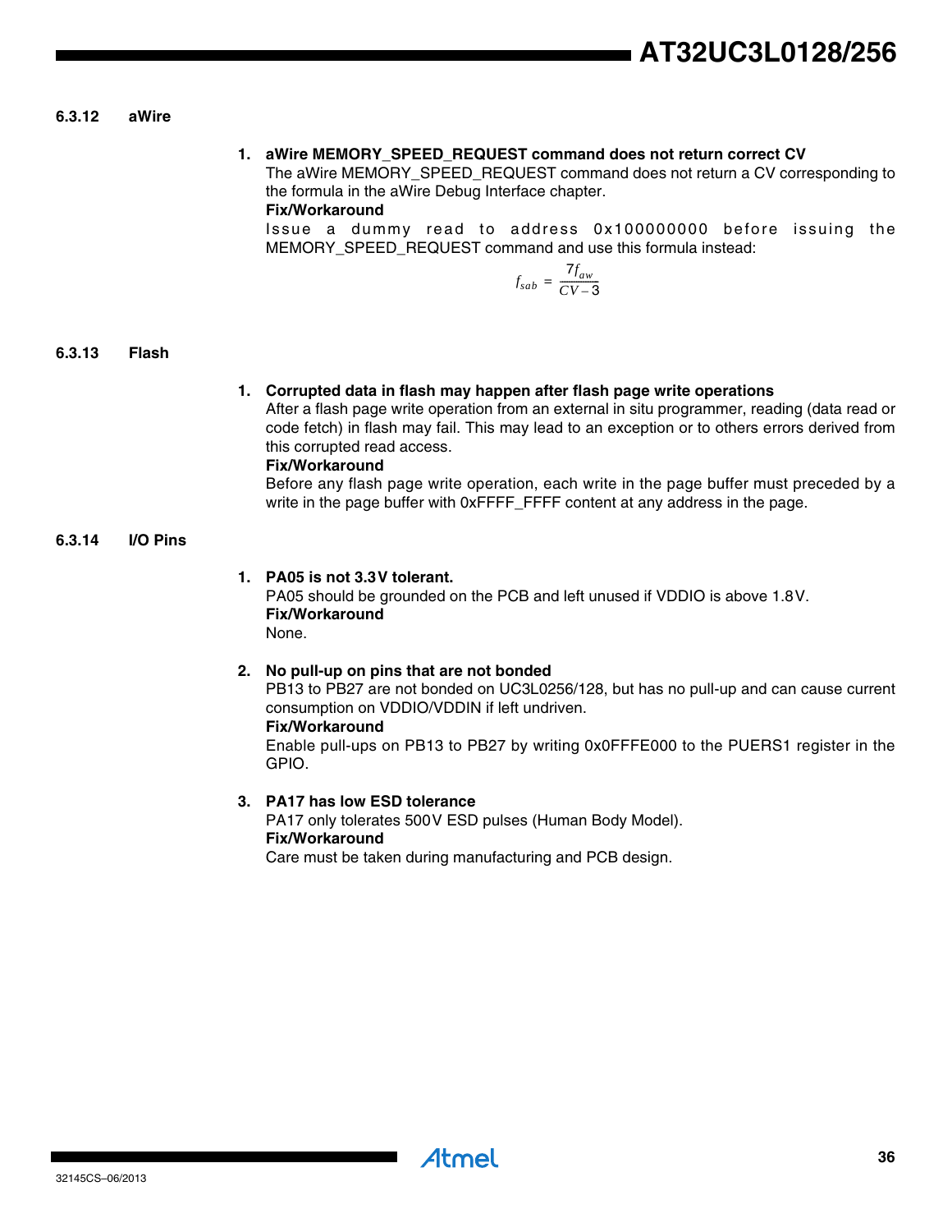### 6.3.12 aWire

1. **aWire MEMORY_SPEED_REQUEST command does not return correct CV**
   The aWire MEMORY_SPEED_REQUEST command does not return a CV corresponding to the formula in the aWire Debug Interface chapter.
   **Fix/Workaround**
   Issue a dummy read to address 0x100000000 before issuing the MEMORY_SPEED_REQUEST command and use this formula instead:

$$f_{sab} = \frac{7f_{aw}}{CV - 3}$$

### 6.3.13 Flash

1. **Corrupted data in flash may happen after flash page write operations**
   After a flash page write operation from an external in situ programmer, reading (data read or code fetch) in flash may fail. This may lead to an exception or to others errors derived from this corrupted read access.
   **Fix/Workaround**
   Before any flash page write operation, each write in the page buffer must preceded by a write in the page buffer with 0xFFFF_FFFF content at any address in the page.

### 6.3.14 I/O Pins

1. **PA05 is not 3.3V tolerant.**
   PA05 should be grounded on the PCB and left unused if VDDIO is above 1.8V.
   **Fix/Workaround**
   None.

2. **No pull-up on pins that are not bonded**
   PB13 to PB27 are not bonded on UC3L0256/128, but has no pull-up and can cause current consumption on VDDIO/VDDIN if left undriven.
   **Fix/Workaround**
   Enable pull-ups on PB13 to PB27 by writing 0x0FFFE000 to the PUERS1 register in the GPIO.

3. **PA17 has low ESD tolerance**
   PA17 only tolerates 500V ESD pulses (Human Body Model).
   **Fix/Workaround**
   Care must be taken during manufacturing and PCB design.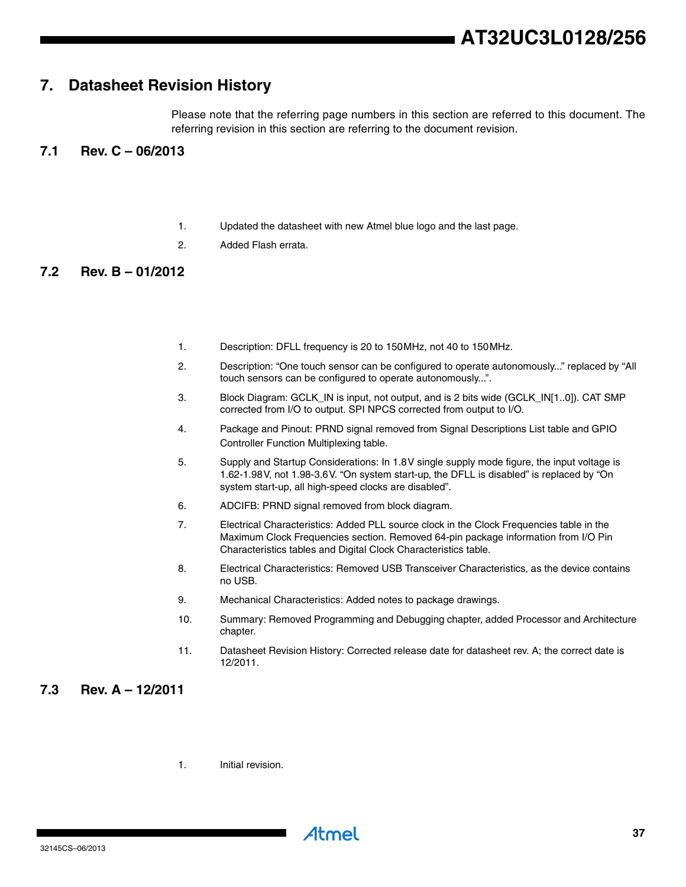# 7. Datasheet Revision History

Please note that the referring page numbers in this section are referred to this document. The referring revision in this section are referring to the document revision.

## 7.1 Rev. C – 06/2013

1. Updated the datasheet with new Atmel blue logo and the last page.
2. Added Flash errata.

## 7.2 Rev. B – 01/2012

1. Description: DFLL frequency is 20 to 150MHz, not 40 to 150MHz.
2. Description: “One touch sensor can be configured to operate autonomously...” replaced by “All touch sensors can be configured to operate autonomously...”.
3. Block Diagram: GCLK_IN is input, not output, and is 2 bits wide (GCLK_IN[1..0]). CAT SMP corrected from I/O to output. SPI NPCS corrected from output to I/O.
4. Package and Pinout: PRND signal removed from Signal Descriptions List table and GPIO Controller Function Multiplexing table.
5. Supply and Startup Considerations: In 1.8V single supply mode figure, the input voltage is 1.62-1.98V, not 1.98-3.6V. “On system start-up, the DFLL is disabled” is replaced by “On system start-up, all high-speed clocks are disabled”.
6. ADCIFB: PRND signal removed from block diagram.
7. Electrical Characteristics: Added PLL source clock in the Clock Frequencies table in the Maximum Clock Frequencies section. Removed 64-pin package information from I/O Pin Characteristics tables and Digital Clock Characteristics table.
8. Electrical Characteristics: Removed USB Transceiver Characteristics, as the device contains no USB.
9. Mechanical Characteristics: Added notes to package drawings.
10. Summary: Removed Programming and Debugging chapter, added Processor and Architecture chapter.
11. Datasheet Revision History: Corrected release date for datasheet rev. A; the correct date is 12/2011.

## 7.3 Rev. A – 12/2011

1. Initial revision.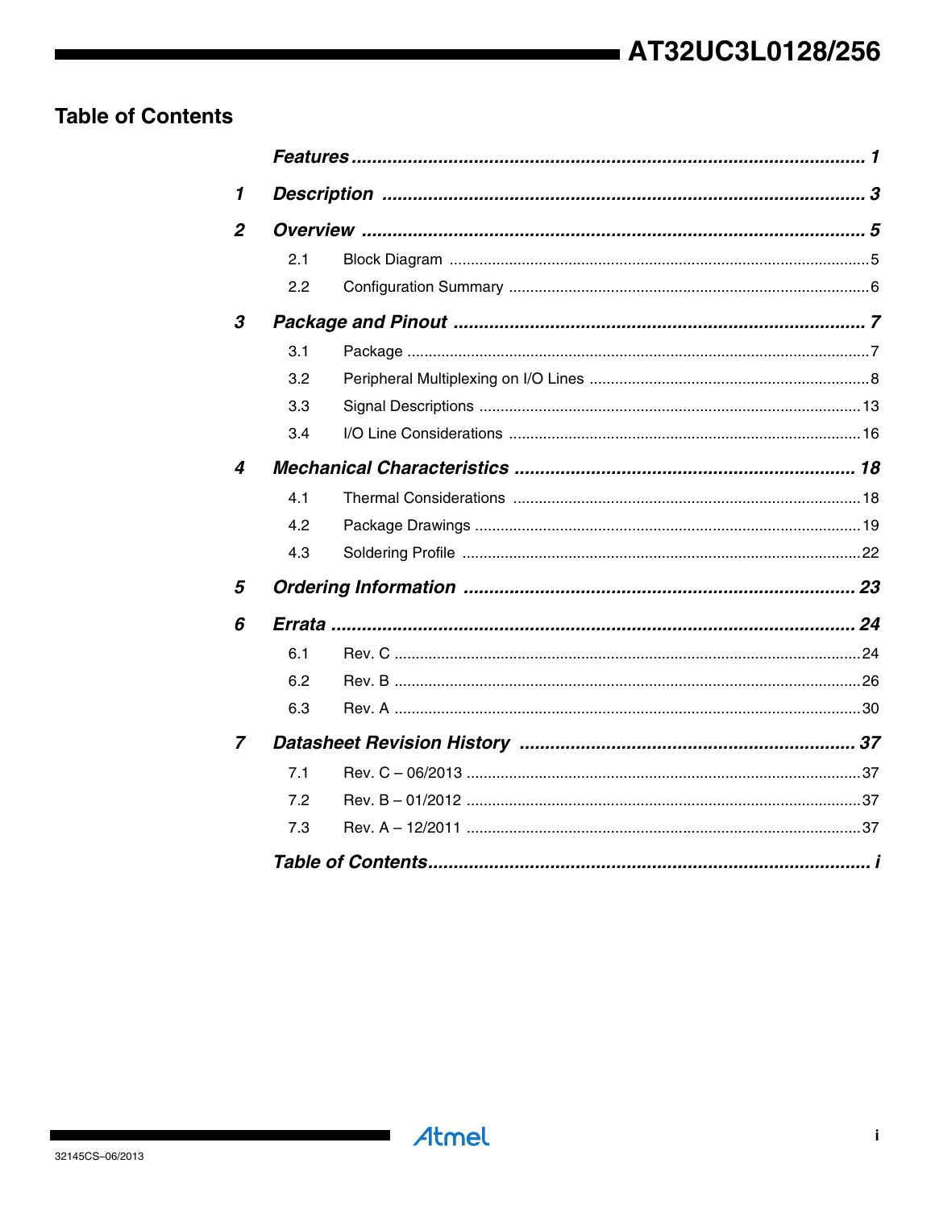## Table of Contents

| | | | |
|---|---|---|---|
| | ***Features*** | | ***1*** |
| ***1*** | ***Description*** | | ***3*** |
| ***2*** | ***Overview*** | | ***5*** |
| | 2.1 | Block Diagram | 5 |
| | 2.2 | Configuration Summary | 6 |
| ***3*** | ***Package and Pinout*** | | ***7*** |
| | 3.1 | Package | 7 |
| | 3.2 | Peripheral Multiplexing on I/O Lines | 8 |
| | 3.3 | Signal Descriptions | 13 |
| | 3.4 | I/O Line Considerations | 16 |
| ***4*** | ***Mechanical Characteristics*** | | ***18*** |
| | 4.1 | Thermal Considerations | 18 |
| | 4.2 | Package Drawings | 19 |
| | 4.3 | Soldering Profile | 22 |
| ***5*** | ***Ordering Information*** | | ***23*** |
| ***6*** | ***Errata*** | | ***24*** |
| | 6.1 | Rev. C | 24 |
| | 6.2 | Rev. B | 26 |
| | 6.3 | Rev. A | 30 |
| ***7*** | ***Datasheet Revision History*** | | ***37*** |
| | 7.1 | Rev. C – 06/2013 | 37 |
| | 7.2 | Rev. B – 01/2012 | 37 |
| | 7.3 | Rev. A – 12/2011 | 37 |
| | ***Table of Contents*** | | ***i*** |

32145CS–06/2013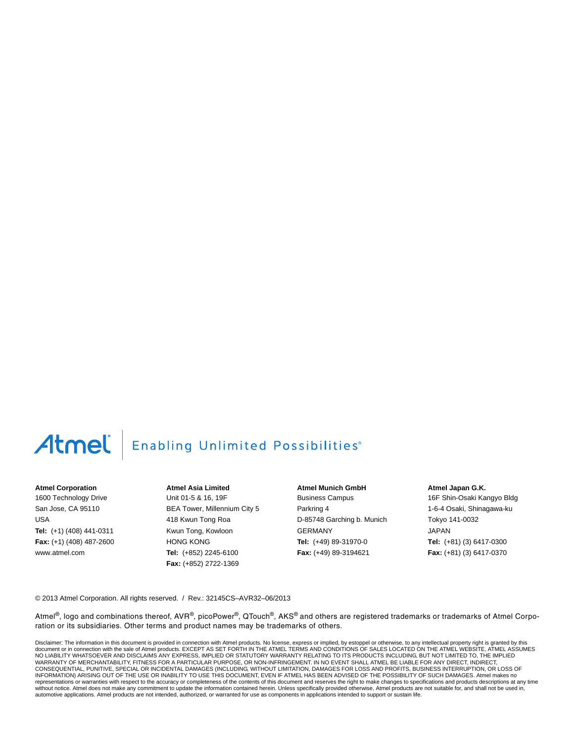Atmel | Enabling Unlimited Possibilities®

**Atmel Corporation**
1600 Technology Drive
San Jose, CA 95110
USA
**Tel:** (+1) (408) 441-0311
**Fax:** (+1) (408) 487-2600
www.atmel.com

**Atmel Asia Limited**
Unit 01-5 & 16, 19F
BEA Tower, Millennium City 5
418 Kwun Tong Roa
Kwun Tong, Kowloon
HONG KONG
**Tel:** (+852) 2245-6100
**Fax:** (+852) 2722-1369

**Atmel Munich GmbH**
Business Campus
Parkring 4
D-85748 Garching b. Munich
GERMANY
**Tel:** (+49) 89-31970-0
**Fax:** (+49) 89-3194621

**Atmel Japan G.K.**
16F Shin-Osaki Kangyo Bldg
1-6-4 Osaki, Shinagawa-ku
Tokyo 141-0032
JAPAN
**Tel:** (+81) (3) 6417-0300
**Fax:** (+81) (3) 6417-0370

© 2013 Atmel Corporation. All rights reserved. / Rev.: 32145CS–AVR32–06/2013

Atmel®, logo and combinations thereof, AVR®, picoPower®, QTouch®, AKS® and others are registered trademarks or trademarks of Atmel Corporation or its subsidiaries. Other terms and product names may be trademarks of others.

Disclaimer: The information in this document is provided in connection with Atmel products. No license, express or implied, by estoppel or otherwise, to any intellectual property right is granted by this document or in connection with the sale of Atmel products. EXCEPT AS SET FORTH IN THE ATMEL TERMS AND CONDITIONS OF SALES LOCATED ON THE ATMEL WEBSITE, ATMEL ASSUMES NO LIABILITY WHATSOEVER AND DISCLAIMS ANY EXPRESS, IMPLIED OR STATUTORY WARRANTY RELATING TO ITS PRODUCTS INCLUDING, BUT NOT LIMITED TO, THE IMPLIED WARRANTY OF MERCHANTABILITY, FITNESS FOR A PARTICULAR PURPOSE, OR NON-INFRINGEMENT. IN NO EVENT SHALL ATMEL BE LIABLE FOR ANY DIRECT, INDIRECT, CONSEQUENTIAL, PUNITIVE, SPECIAL OR INCIDENTAL DAMAGES (INCLUDING, WITHOUT LIMITATION, DAMAGES FOR LOSS AND PROFITS, BUSINESS INTERRUPTION, OR LOSS OF INFORMATION) ARISING OUT OF THE USE OR INABILITY TO USE THIS DOCUMENT, EVEN IF ATMEL HAS BEEN ADVISED OF THE POSSIBILITY OF SUCH DAMAGES. Atmel makes no representations or warranties with respect to the accuracy or completeness of the contents of this document and reserves the right to make changes to specifications and products descriptions at any time without notice. Atmel does not make any commitment to update the information contained herein. Unless specifically provided otherwise, Atmel products are not suitable for, and shall not be used in, automotive applications. Atmel products are not intended, authorized, or warranted for use as components in applications intended to support or sustain life.